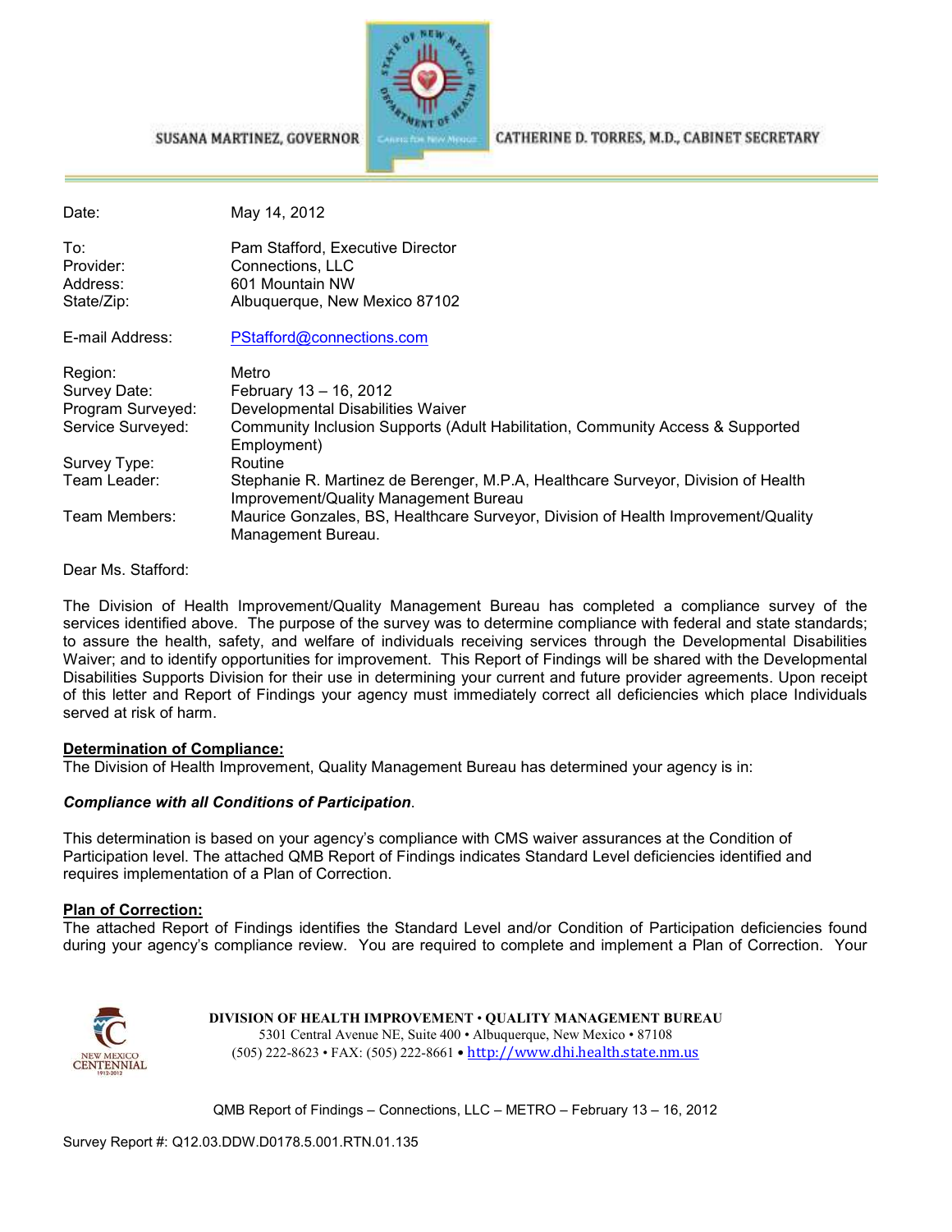SUSANA MARTINEZ, GOVERNOR

CATHERINE D. TORRES, M.D., CABINET SECRETARY

| | |
|---|---|
| Date: | May 14, 2012 |
| To: | Pam Stafford, Executive Director |
| Provider: | Connections, LLC |
| Address: | 601 Mountain NW |
| State/Zip: | Albuquerque, New Mexico 87102 |
| E-mail Address: | PStafford@connections.com |
| Region: | Metro |
| Survey Date: | February 13 – 16, 2012 |
| Program Surveyed: | Developmental Disabilities Waiver |
| Service Surveyed: | Community Inclusion Supports (Adult Habilitation, Community Access & Supported Employment) |
| Survey Type: | Routine |
| Team Leader: | Stephanie R. Martinez de Berenger, M.P.A, Healthcare Surveyor, Division of Health Improvement/Quality Management Bureau |
| Team Members: | Maurice Gonzales, BS, Healthcare Surveyor, Division of Health Improvement/Quality Management Bureau. |

Dear Ms. Stafford:

The Division of Health Improvement/Quality Management Bureau has completed a compliance survey of the services identified above. The purpose of the survey was to determine compliance with federal and state standards; to assure the health, safety, and welfare of individuals receiving services through the Developmental Disabilities Waiver; and to identify opportunities for improvement. This Report of Findings will be shared with the Developmental Disabilities Supports Division for their use in determining your current and future provider agreements. Upon receipt of this letter and Report of Findings your agency must immediately correct all deficiencies which place Individuals served at risk of harm.

**Determination of Compliance:**

The Division of Health Improvement, Quality Management Bureau has determined your agency is in:

***Compliance with all Conditions of Participation***.

This determination is based on your agency's compliance with CMS waiver assurances at the Condition of Participation level. The attached QMB Report of Findings indicates Standard Level deficiencies identified and requires implementation of a Plan of Correction.

**Plan of Correction:**

The attached Report of Findings identifies the Standard Level and/or Condition of Participation deficiencies found during your agency's compliance review. You are required to complete and implement a Plan of Correction. Your

DIVISION OF HEALTH IMPROVEMENT • QUALITY MANAGEMENT BUREAU
5301 Central Avenue NE, Suite 400 • Albuquerque, New Mexico • 87108
(505) 222-8623 • FAX: (505) 222-8661 • http://www.dhi.health.state.nm.us

Survey Report #: Q12.03.DDW.D0178.5.001.RTN.01.135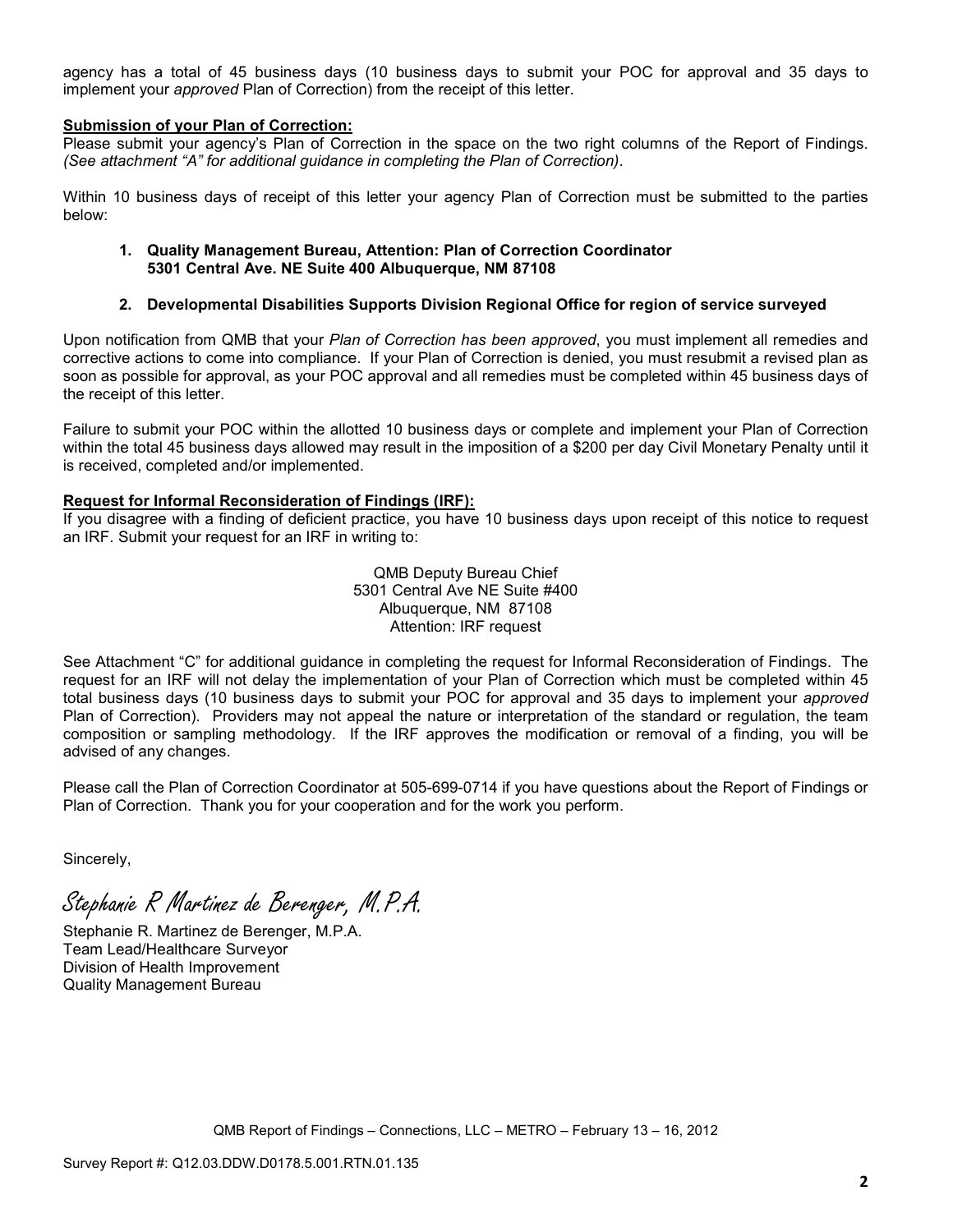agency has a total of 45 business days (10 business days to submit your POC for approval and 35 days to implement your *approved* Plan of Correction) from the receipt of this letter.

**Submission of your Plan of Correction:**

Please submit your agency's Plan of Correction in the space on the two right columns of the Report of Findings. *(See attachment "A" for additional guidance in completing the Plan of Correction)*.

Within 10 business days of receipt of this letter your agency Plan of Correction must be submitted to the parties below:

1. **Quality Management Bureau, Attention: Plan of Correction Coordinator 5301 Central Ave. NE Suite 400 Albuquerque, NM 87108**

2. **Developmental Disabilities Supports Division Regional Office for region of service surveyed**

Upon notification from QMB that your *Plan of Correction has been approved*, you must implement all remedies and corrective actions to come into compliance. If your Plan of Correction is denied, you must resubmit a revised plan as soon as possible for approval, as your POC approval and all remedies must be completed within 45 business days of the receipt of this letter.

Failure to submit your POC within the allotted 10 business days or complete and implement your Plan of Correction within the total 45 business days allowed may result in the imposition of a $200 per day Civil Monetary Penalty until it is received, completed and/or implemented.

**Request for Informal Reconsideration of Findings (IRF):**

If you disagree with a finding of deficient practice, you have 10 business days upon receipt of this notice to request an IRF. Submit your request for an IRF in writing to:

QMB Deputy Bureau Chief
5301 Central Ave NE Suite #400
Albuquerque, NM 87108
Attention: IRF request

See Attachment "C" for additional guidance in completing the request for Informal Reconsideration of Findings. The request for an IRF will not delay the implementation of your Plan of Correction which must be completed within 45 total business days (10 business days to submit your POC for approval and 35 days to implement your *approved* Plan of Correction). Providers may not appeal the nature or interpretation of the standard or regulation, the team composition or sampling methodology. If the IRF approves the modification or removal of a finding, you will be advised of any changes.

Please call the Plan of Correction Coordinator at 505-699-0714 if you have questions about the Report of Findings or Plan of Correction. Thank you for your cooperation and for the work you perform.

Sincerely,

*Stephanie R Martinez de Berenger, M.P.A.*

Stephanie R. Martinez de Berenger, M.P.A.
Team Lead/Healthcare Surveyor
Division of Health Improvement
Quality Management Bureau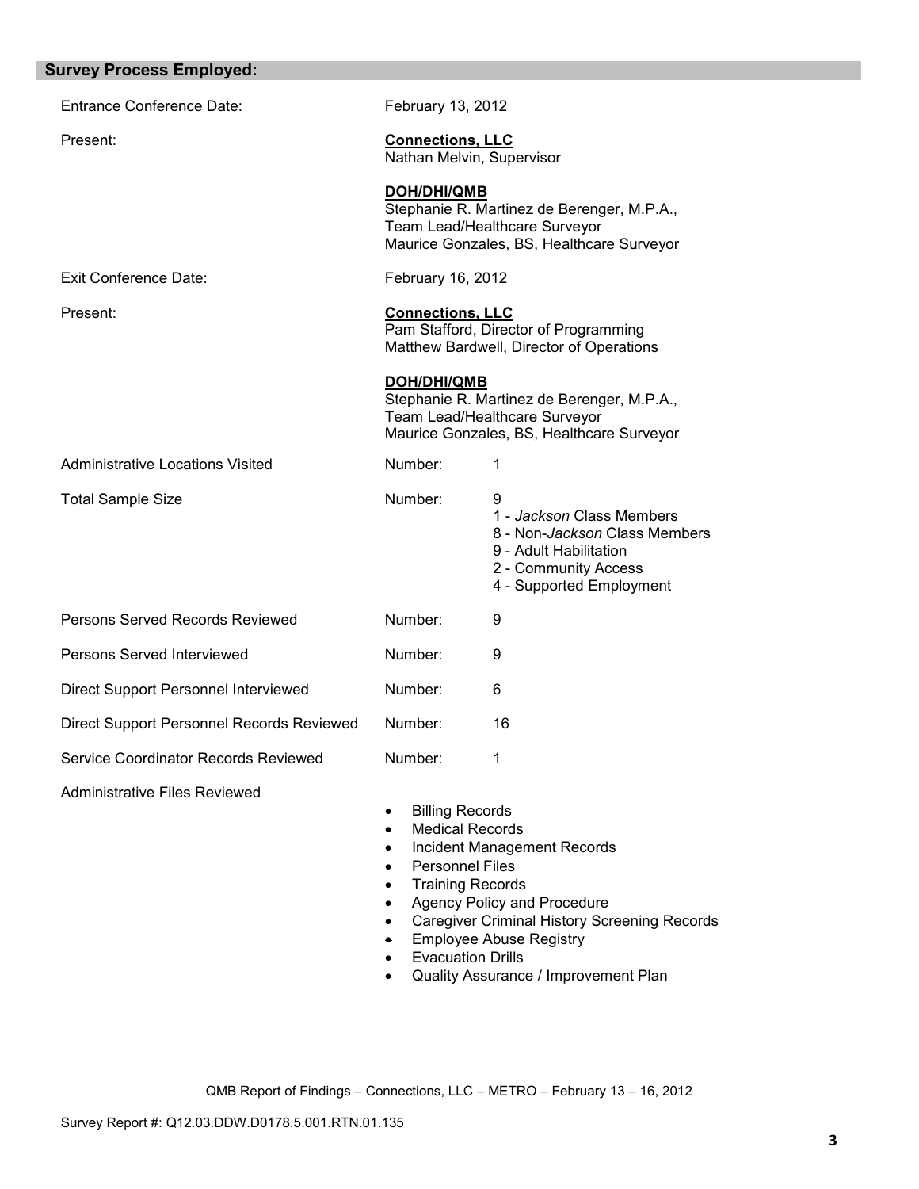## Survey Process Employed:

| | | |
|---|---|---|
| Entrance Conference Date: | February 13, 2012 | |
| Present: | **Connections, LLC**<br>Nathan Melvin, Supervisor<br><br>**DOH/DHI/QMB**<br>Stephanie R. Martinez de Berenger, M.P.A., Team Lead/Healthcare Surveyor<br>Maurice Gonzales, BS, Healthcare Surveyor | |
| Exit Conference Date: | February 16, 2012 | |
| Present: | **Connections, LLC**<br>Pam Stafford, Director of Programming<br>Matthew Bardwell, Director of Operations<br><br>**DOH/DHI/QMB**<br>Stephanie R. Martinez de Berenger, M.P.A., Team Lead/Healthcare Surveyor<br>Maurice Gonzales, BS, Healthcare Surveyor | |
| Administrative Locations Visited | Number: | 1 |
| Total Sample Size | Number: | 9<br>1 - *Jackson* Class Members<br>8 - Non-*Jackson* Class Members<br>9 - Adult Habilitation<br>2 - Community Access<br>4 - Supported Employment |
| Persons Served Records Reviewed | Number: | 9 |
| Persons Served Interviewed | Number: | 9 |
| Direct Support Personnel Interviewed | Number: | 6 |
| Direct Support Personnel Records Reviewed | Number: | 16 |
| Service Coordinator Records Reviewed | Number: | 1 |

Administrative Files Reviewed

- Billing Records
- Medical Records
- Incident Management Records
- Personnel Files
- Training Records
- Agency Policy and Procedure
- Caregiver Criminal History Screening Records
- Employee Abuse Registry
- Evacuation Drills
- Quality Assurance / Improvement Plan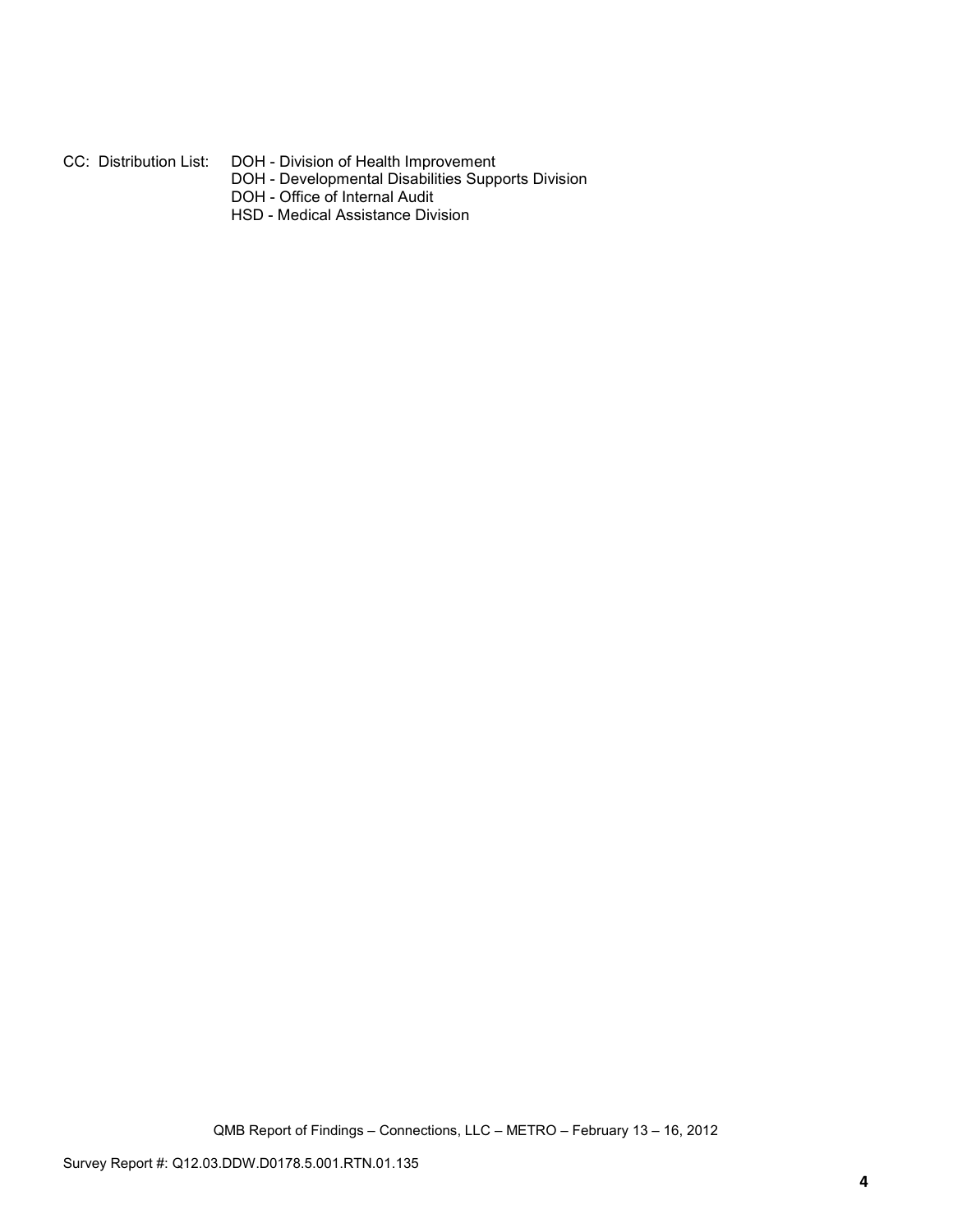CC: Distribution List: DOH - Division of Health Improvement
DOH - Developmental Disabilities Supports Division
DOH - Office of Internal Audit
HSD - Medical Assistance Division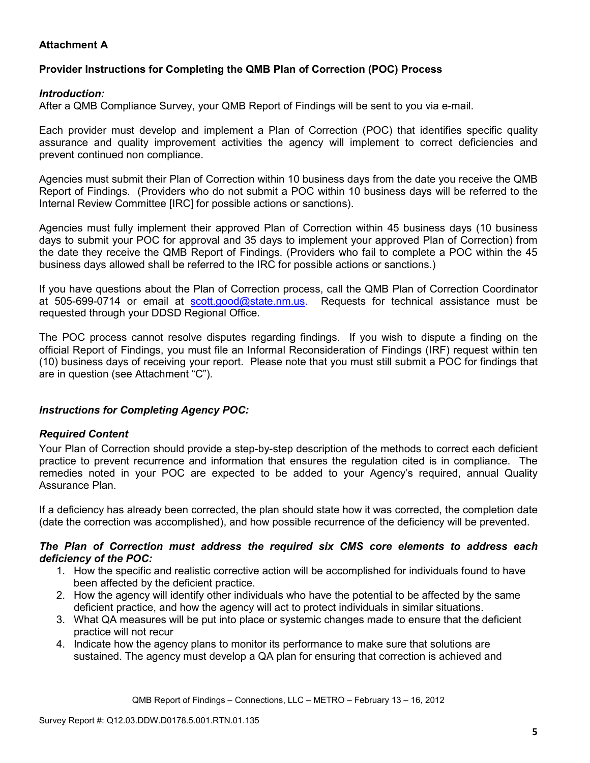**Attachment A**

**Provider Instructions for Completing the QMB Plan of Correction (POC) Process**

***Introduction:***
After a QMB Compliance Survey, your QMB Report of Findings will be sent to you via e-mail.

Each provider must develop and implement a Plan of Correction (POC) that identifies specific quality assurance and quality improvement activities the agency will implement to correct deficiencies and prevent continued non compliance.

Agencies must submit their Plan of Correction within 10 business days from the date you receive the QMB Report of Findings. (Providers who do not submit a POC within 10 business days will be referred to the Internal Review Committee [IRC] for possible actions or sanctions).

Agencies must fully implement their approved Plan of Correction within 45 business days (10 business days to submit your POC for approval and 35 days to implement your approved Plan of Correction) from the date they receive the QMB Report of Findings. (Providers who fail to complete a POC within the 45 business days allowed shall be referred to the IRC for possible actions or sanctions.)

If you have questions about the Plan of Correction process, call the QMB Plan of Correction Coordinator at 505-699-0714 or email at scott.good@state.nm.us. Requests for technical assistance must be requested through your DDSD Regional Office.

The POC process cannot resolve disputes regarding findings. If you wish to dispute a finding on the official Report of Findings, you must file an Informal Reconsideration of Findings (IRF) request within ten (10) business days of receiving your report. Please note that you must still submit a POC for findings that are in question (see Attachment "C").

***Instructions for Completing Agency POC:***

***Required Content***
Your Plan of Correction should provide a step-by-step description of the methods to correct each deficient practice to prevent recurrence and information that ensures the regulation cited is in compliance. The remedies noted in your POC are expected to be added to your Agency's required, annual Quality Assurance Plan.

If a deficiency has already been corrected, the plan should state how it was corrected, the completion date (date the correction was accomplished), and how possible recurrence of the deficiency will be prevented.

***The Plan of Correction must address the required six CMS core elements to address each deficiency of the POC:***

1. How the specific and realistic corrective action will be accomplished for individuals found to have been affected by the deficient practice.
2. How the agency will identify other individuals who have the potential to be affected by the same deficient practice, and how the agency will act to protect individuals in similar situations.
3. What QA measures will be put into place or systemic changes made to ensure that the deficient practice will not recur
4. Indicate how the agency plans to monitor its performance to make sure that solutions are sustained. The agency must develop a QA plan for ensuring that correction is achieved and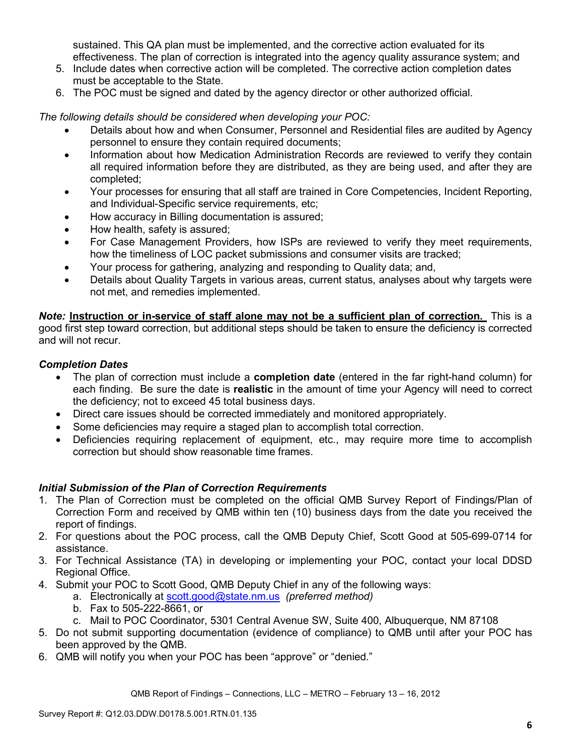sustained. This QA plan must be implemented, and the corrective action evaluated for its effectiveness. The plan of correction is integrated into the agency quality assurance system; and

5. Include dates when corrective action will be completed. The corrective action completion dates must be acceptable to the State.
6. The POC must be signed and dated by the agency director or other authorized official.

*The following details should be considered when developing your POC:*

- Details about how and when Consumer, Personnel and Residential files are audited by Agency personnel to ensure they contain required documents;
- Information about how Medication Administration Records are reviewed to verify they contain all required information before they are distributed, as they are being used, and after they are completed;
- Your processes for ensuring that all staff are trained in Core Competencies, Incident Reporting, and Individual-Specific service requirements, etc;
- How accuracy in Billing documentation is assured;
- How health, safety is assured;
- For Case Management Providers, how ISPs are reviewed to verify they meet requirements, how the timeliness of LOC packet submissions and consumer visits are tracked;
- Your process for gathering, analyzing and responding to Quality data; and,
- Details about Quality Targets in various areas, current status, analyses about why targets were not met, and remedies implemented.

***Note:*** **Instruction or in-service of staff alone may not be a sufficient plan of correction.** This is a good first step toward correction, but additional steps should be taken to ensure the deficiency is corrected and will not recur.

### *Completion Dates*

- The plan of correction must include a **completion date** (entered in the far right-hand column) for each finding. Be sure the date is **realistic** in the amount of time your Agency will need to correct the deficiency; not to exceed 45 total business days.
- Direct care issues should be corrected immediately and monitored appropriately.
- Some deficiencies may require a staged plan to accomplish total correction.
- Deficiencies requiring replacement of equipment, etc., may require more time to accomplish correction but should show reasonable time frames.

### *Initial Submission of the Plan of Correction Requirements*

1. The Plan of Correction must be completed on the official QMB Survey Report of Findings/Plan of Correction Form and received by QMB within ten (10) business days from the date you received the report of findings.
2. For questions about the POC process, call the QMB Deputy Chief, Scott Good at 505-699-0714 for assistance.
3. For Technical Assistance (TA) in developing or implementing your POC, contact your local DDSD Regional Office.
4. Submit your POC to Scott Good, QMB Deputy Chief in any of the following ways:
   a. Electronically at scott.good@state.nm.us *(preferred method)*
   b. Fax to 505-222-8661, or
   c. Mail to POC Coordinator, 5301 Central Avenue SW, Suite 400, Albuquerque, NM 87108
5. Do not submit supporting documentation (evidence of compliance) to QMB until after your POC has been approved by the QMB.
6. QMB will notify you when your POC has been "approve" or "denied."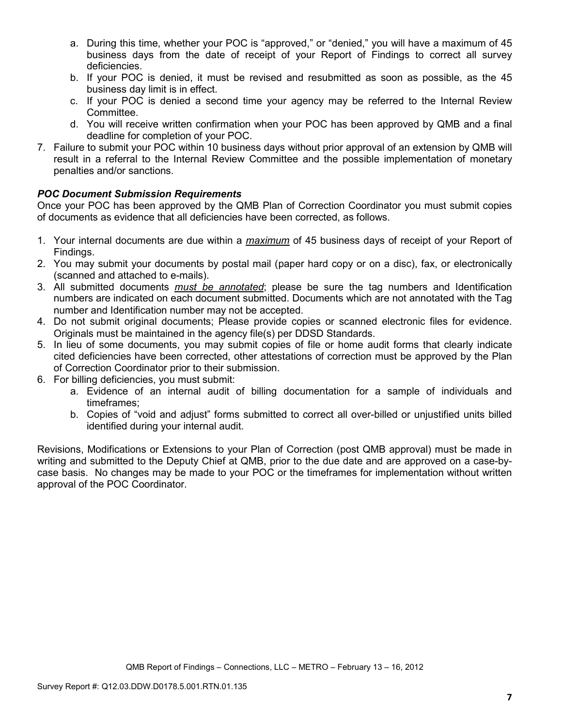a. During this time, whether your POC is "approved," or "denied," you will have a maximum of 45 business days from the date of receipt of your Report of Findings to correct all survey deficiencies.
   b. If your POC is denied, it must be revised and resubmitted as soon as possible, as the 45 business day limit is in effect.
   c. If your POC is denied a second time your agency may be referred to the Internal Review Committee.
   d. You will receive written confirmation when your POC has been approved by QMB and a final deadline for completion of your POC.
7. Failure to submit your POC within 10 business days without prior approval of an extension by QMB will result in a referral to the Internal Review Committee and the possible implementation of monetary penalties and/or sanctions.

***POC Document Submission Requirements***

Once your POC has been approved by the QMB Plan of Correction Coordinator you must submit copies of documents as evidence that all deficiencies have been corrected, as follows.

1. Your internal documents are due within a <u>*maximum*</u> of 45 business days of receipt of your Report of Findings.
2. You may submit your documents by postal mail (paper hard copy or on a disc), fax, or electronically (scanned and attached to e-mails).
3. All submitted documents <u>*must be annotated*</u>; please be sure the tag numbers and Identification numbers are indicated on each document submitted. Documents which are not annotated with the Tag number and Identification number may not be accepted.
4. Do not submit original documents; Please provide copies or scanned electronic files for evidence. Originals must be maintained in the agency file(s) per DDSD Standards.
5. In lieu of some documents, you may submit copies of file or home audit forms that clearly indicate cited deficiencies have been corrected, other attestations of correction must be approved by the Plan of Correction Coordinator prior to their submission.
6. For billing deficiencies, you must submit:
   a. Evidence of an internal audit of billing documentation for a sample of individuals and timeframes;
   b. Copies of "void and adjust" forms submitted to correct all over-billed or unjustified units billed identified during your internal audit.

Revisions, Modifications or Extensions to your Plan of Correction (post QMB approval) must be made in writing and submitted to the Deputy Chief at QMB, prior to the due date and are approved on a case-by-case basis. No changes may be made to your POC or the timeframes for implementation without written approval of the POC Coordinator.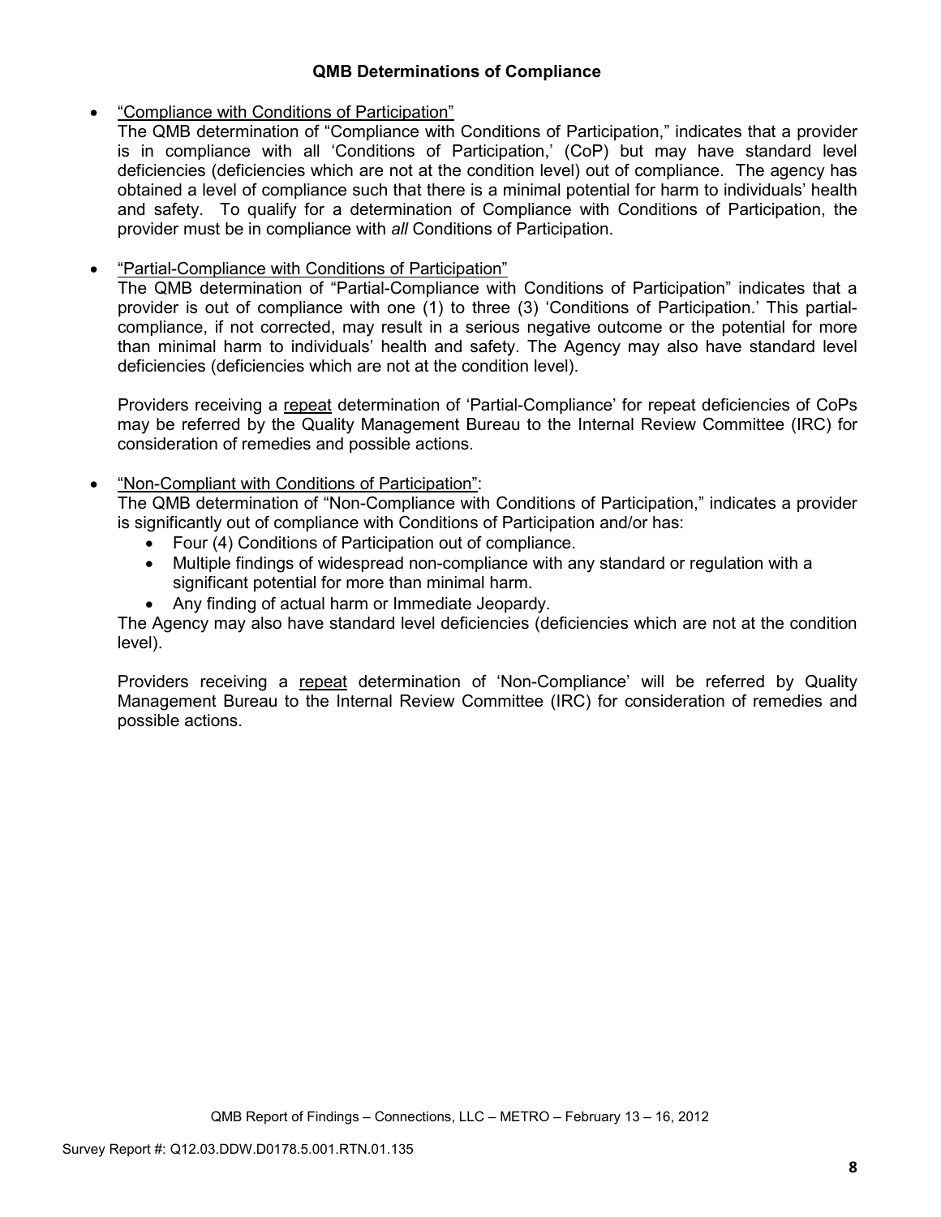### QMB Determinations of Compliance

- "Compliance with Conditions of Participation"
  The QMB determination of "Compliance with Conditions of Participation," indicates that a provider is in compliance with all 'Conditions of Participation,' (CoP) but may have standard level deficiencies (deficiencies which are not at the condition level) out of compliance. The agency has obtained a level of compliance such that there is a minimal potential for harm to individuals' health and safety. To qualify for a determination of Compliance with Conditions of Participation, the provider must be in compliance with *all* Conditions of Participation.

- "Partial-Compliance with Conditions of Participation"
  The QMB determination of "Partial-Compliance with Conditions of Participation" indicates that a provider is out of compliance with one (1) to three (3) 'Conditions of Participation.' This partial-compliance, if not corrected, may result in a serious negative outcome or the potential for more than minimal harm to individuals' health and safety. The Agency may also have standard level deficiencies (deficiencies which are not at the condition level).

  Providers receiving a repeat determination of 'Partial-Compliance' for repeat deficiencies of CoPs may be referred by the Quality Management Bureau to the Internal Review Committee (IRC) for consideration of remedies and possible actions.

- "Non-Compliant with Conditions of Participation":
  The QMB determination of "Non-Compliance with Conditions of Participation," indicates a provider is significantly out of compliance with Conditions of Participation and/or has:
  - Four (4) Conditions of Participation out of compliance.
  - Multiple findings of widespread non-compliance with any standard or regulation with a significant potential for more than minimal harm.
  - Any finding of actual harm or Immediate Jeopardy.

  The Agency may also have standard level deficiencies (deficiencies which are not at the condition level).

  Providers receiving a repeat determination of 'Non-Compliance' will be referred by Quality Management Bureau to the Internal Review Committee (IRC) for consideration of remedies and possible actions.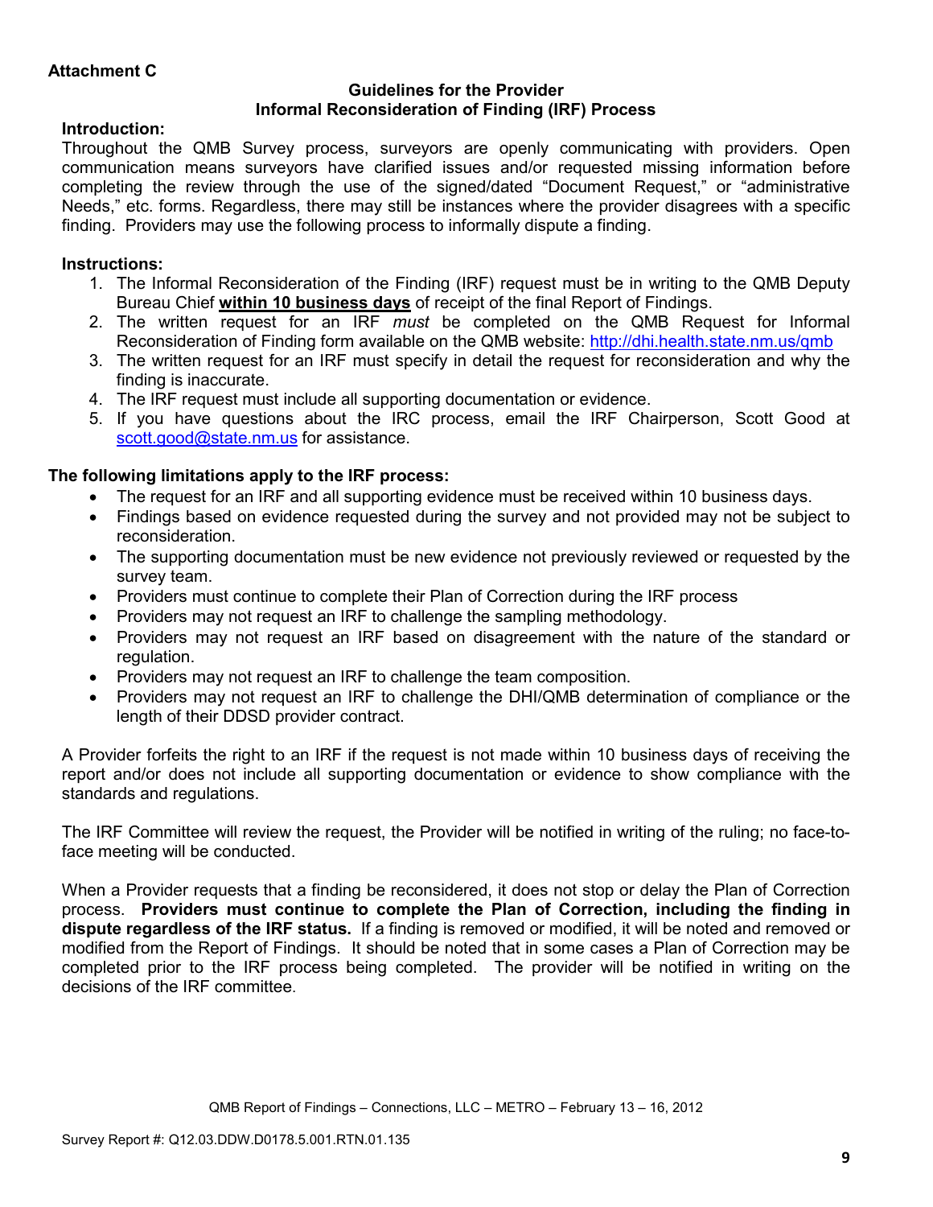**Attachment C**

**Guidelines for the Provider**
**Informal Reconsideration of Finding (IRF) Process**

**Introduction:**

Throughout the QMB Survey process, surveyors are openly communicating with providers. Open communication means surveyors have clarified issues and/or requested missing information before completing the review through the use of the signed/dated "Document Request," or "administrative Needs," etc. forms. Regardless, there may still be instances where the provider disagrees with a specific finding. Providers may use the following process to informally dispute a finding.

**Instructions:**

1. The Informal Reconsideration of the Finding (IRF) request must be in writing to the QMB Deputy Bureau Chief **within 10 business days** of receipt of the final Report of Findings.
2. The written request for an IRF *must* be completed on the QMB Request for Informal Reconsideration of Finding form available on the QMB website: http://dhi.health.state.nm.us/qmb
3. The written request for an IRF must specify in detail the request for reconsideration and why the finding is inaccurate.
4. The IRF request must include all supporting documentation or evidence.
5. If you have questions about the IRC process, email the IRF Chairperson, Scott Good at scott.good@state.nm.us for assistance.

**The following limitations apply to the IRF process:**

- The request for an IRF and all supporting evidence must be received within 10 business days.
- Findings based on evidence requested during the survey and not provided may not be subject to reconsideration.
- The supporting documentation must be new evidence not previously reviewed or requested by the survey team.
- Providers must continue to complete their Plan of Correction during the IRF process
- Providers may not request an IRF to challenge the sampling methodology.
- Providers may not request an IRF based on disagreement with the nature of the standard or regulation.
- Providers may not request an IRF to challenge the team composition.
- Providers may not request an IRF to challenge the DHI/QMB determination of compliance or the length of their DDSD provider contract.

A Provider forfeits the right to an IRF if the request is not made within 10 business days of receiving the report and/or does not include all supporting documentation or evidence to show compliance with the standards and regulations.

The IRF Committee will review the request, the Provider will be notified in writing of the ruling; no face-to-face meeting will be conducted.

When a Provider requests that a finding be reconsidered, it does not stop or delay the Plan of Correction process. **Providers must continue to complete the Plan of Correction, including the finding in dispute regardless of the IRF status.** If a finding is removed or modified, it will be noted and removed or modified from the Report of Findings. It should be noted that in some cases a Plan of Correction may be completed prior to the IRF process being completed. The provider will be notified in writing on the decisions of the IRF committee.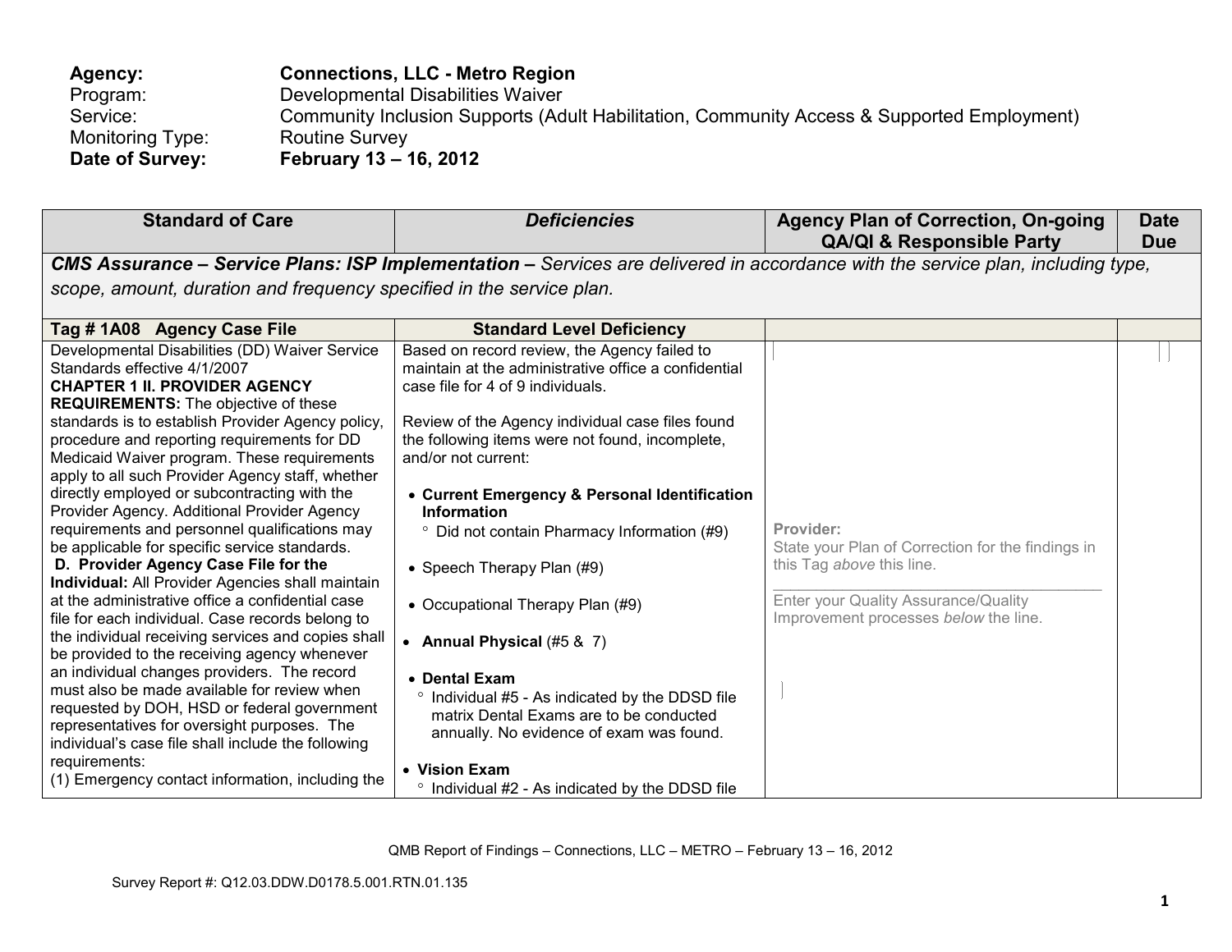**Agency:** **Connections, LLC - Metro Region**
Program: Developmental Disabilities Waiver
Service: Community Inclusion Supports (Adult Habilitation, Community Access & Supported Employment)
Monitoring Type: Routine Survey
**Date of Survey:** **February 13 – 16, 2012**

| Standard of Care | *Deficiencies* | Agency Plan of Correction, On-going QA/QI & Responsible Party | Date Due |
|---|---|---|---|
| ***CMS Assurance – Service Plans: ISP Implementation –*** *Services are delivered in accordance with the service plan, including type, scope, amount, duration and frequency specified in the service plan.* | | | |
| **Tag # 1A08 Agency Case File** | **Standard Level Deficiency** | | |
| Developmental Disabilities (DD) Waiver Service Standards effective 4/1/2007<br>**CHAPTER 1 II. PROVIDER AGENCY REQUIREMENTS:** The objective of these standards is to establish Provider Agency policy, procedure and reporting requirements for DD Medicaid Waiver program. These requirements apply to all such Provider Agency staff, whether directly employed or subcontracting with the Provider Agency. Additional Provider Agency requirements and personnel qualifications may be applicable for specific service standards.<br>**D. Provider Agency Case File for the Individual:** All Provider Agencies shall maintain at the administrative office a confidential case file for each individual. Case records belong to the individual receiving services and copies shall be provided to the receiving agency whenever an individual changes providers. The record must also be made available for review when requested by DOH, HSD or federal government representatives for oversight purposes. The individual's case file shall include the following requirements:<br>(1) Emergency contact information, including the | Based on record review, the Agency failed to maintain at the administrative office a confidential case file for 4 of 9 individuals.<br><br>Review of the Agency individual case files found the following items were not found, incomplete, and/or not current:<br><br>• **Current Emergency & Personal Identification Information**<br>° Did not contain Pharmacy Information (#9)<br><br>• Speech Therapy Plan (#9)<br><br>• Occupational Therapy Plan (#9)<br><br>• **Annual Physical** (#5 & 7)<br><br>• **Dental Exam**<br>° Individual #5 - As indicated by the DDSD file matrix Dental Exams are to be conducted annually. No evidence of exam was found.<br><br>• **Vision Exam**<br>° Individual #2 - As indicated by the DDSD file | **Provider:**<br>State your Plan of Correction for the findings in this Tag *above* this line.<br>\_\_\_\_\_\_\_\_\_\_\_\_\_\_\_\_\_\_\_\_\_\_\_\_\_\_\_\_\_\_<br>Enter your Quality Assurance/Quality Improvement processes *below* the line. | |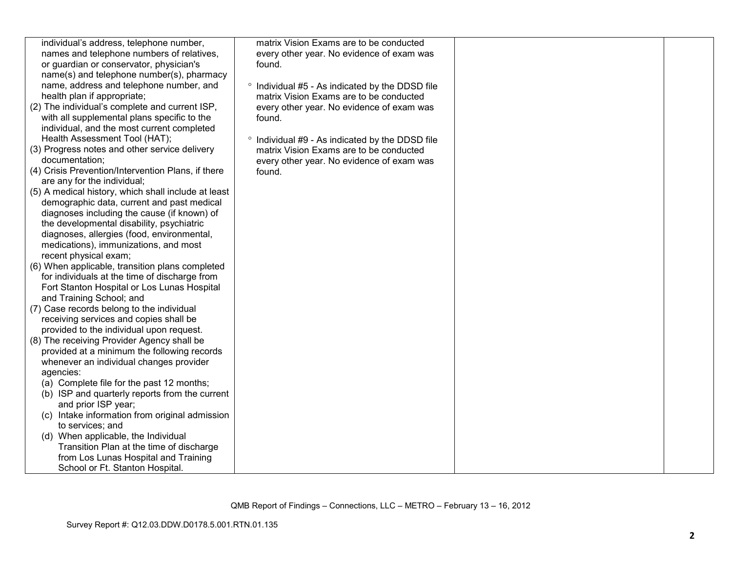| | | | |
|---|---|---|---|
| individual's address, telephone number, names and telephone numbers of relatives, or guardian or conservator, physician's name(s) and telephone number(s), pharmacy name, address and telephone number, and health plan if appropriate;<br>(2) The individual's complete and current ISP, with all supplemental plans specific to the individual, and the most current completed Health Assessment Tool (HAT);<br>(3) Progress notes and other service delivery documentation;<br>(4) Crisis Prevention/Intervention Plans, if there are any for the individual;<br>(5) A medical history, which shall include at least demographic data, current and past medical diagnoses including the cause (if known) of the developmental disability, psychiatric diagnoses, allergies (food, environmental, medications), immunizations, and most recent physical exam;<br>(6) When applicable, transition plans completed for individuals at the time of discharge from Fort Stanton Hospital or Los Lunas Hospital and Training School; and<br>(7) Case records belong to the individual receiving services and copies shall be provided to the individual upon request.<br>(8) The receiving Provider Agency shall be provided at a minimum the following records whenever an individual changes provider agencies:<br>(a) Complete file for the past 12 months;<br>(b) ISP and quarterly reports from the current and prior ISP year;<br>(c) Intake information from original admission to services; and<br>(d) When applicable, the Individual Transition Plan at the time of discharge from Los Lunas Hospital and Training School or Ft. Stanton Hospital. | matrix Vision Exams are to be conducted every other year. No evidence of exam was found.<br><br>° Individual #5 - As indicated by the DDSD file matrix Vision Exams are to be conducted every other year. No evidence of exam was found.<br><br>° Individual #9 - As indicated by the DDSD file matrix Vision Exams are to be conducted every other year. No evidence of exam was found. | | |

QMB Report of Findings – Connections, LLC – METRO – February 13 – 16, 2012

Survey Report #: Q12.03.DDW.D0178.5.001.RTN.01.135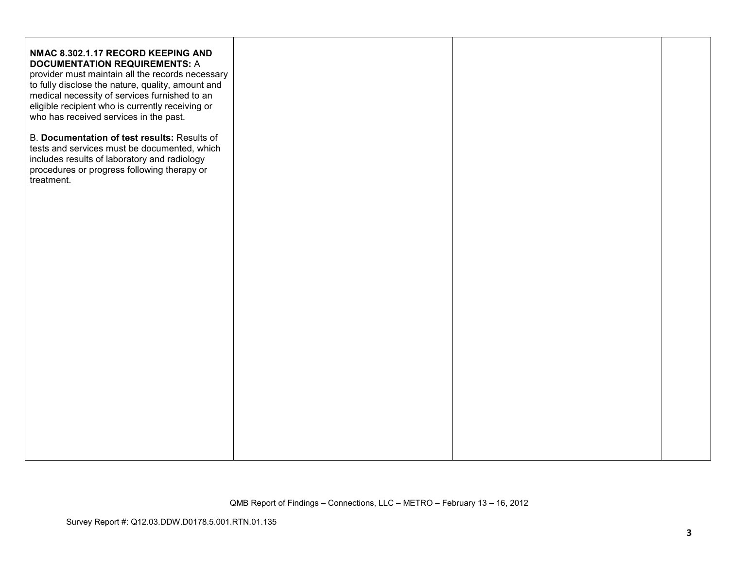| | | | |
|---|---|---|---|
| **NMAC 8.302.1.17 RECORD KEEPING AND DOCUMENTATION REQUIREMENTS:** A provider must maintain all the records necessary to fully disclose the nature, quality, amount and medical necessity of services furnished to an eligible recipient who is currently receiving or who has received services in the past.<br><br>B. **Documentation of test results:** Results of tests and services must be documented, which includes results of laboratory and radiology procedures or progress following therapy or treatment. | | | |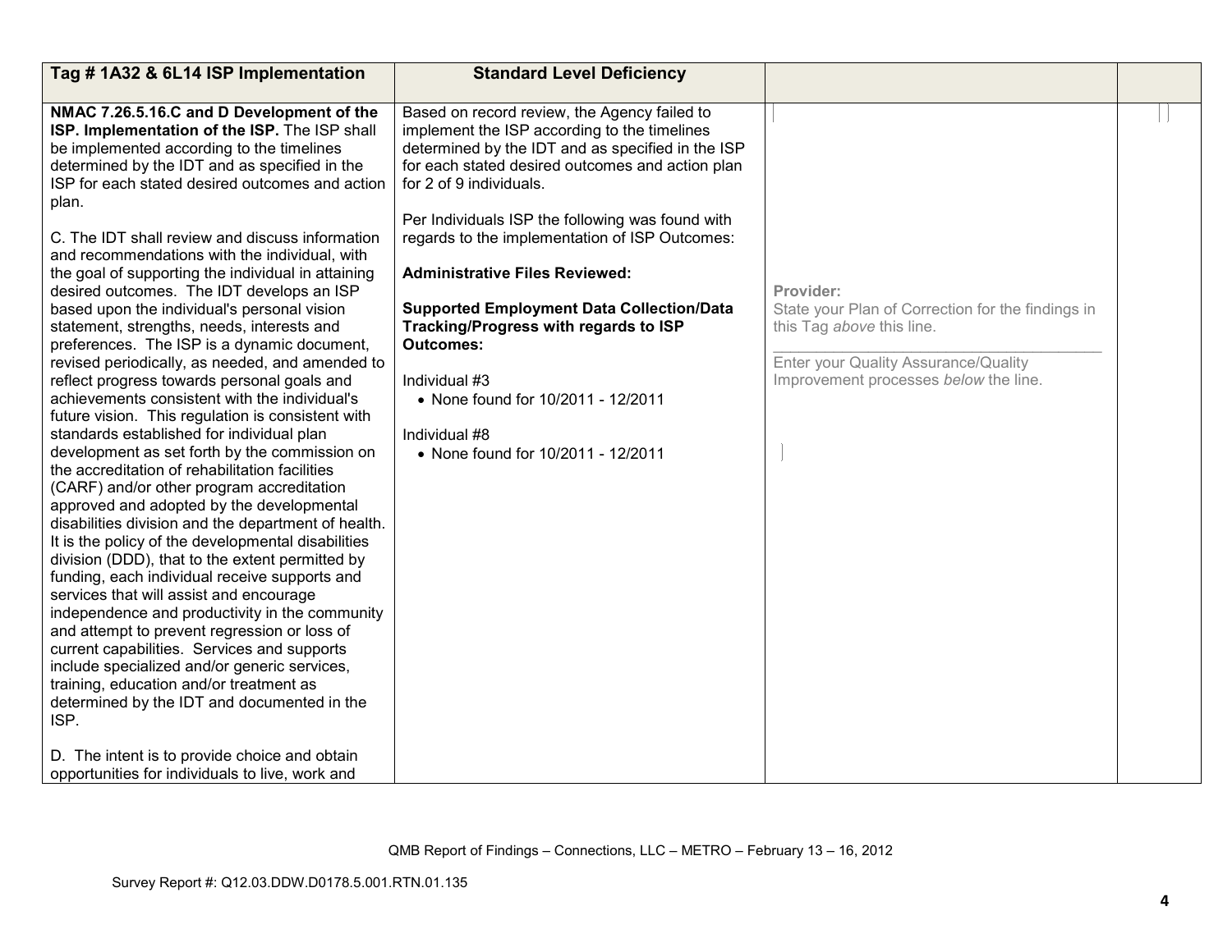| Tag # 1A32 & 6L14 ISP Implementation | Standard Level Deficiency | | |
|---|---|---|---|
| **NMAC 7.26.5.16.C and D Development of the ISP. Implementation of the ISP.** The ISP shall be implemented according to the timelines determined by the IDT and as specified in the ISP for each stated desired outcomes and action plan.<br><br>C. The IDT shall review and discuss information and recommendations with the individual, with the goal of supporting the individual in attaining desired outcomes. The IDT develops an ISP based upon the individual's personal vision statement, strengths, needs, interests and preferences. The ISP is a dynamic document, revised periodically, as needed, and amended to reflect progress towards personal goals and achievements consistent with the individual's future vision. This regulation is consistent with standards established for individual plan development as set forth by the commission on the accreditation of rehabilitation facilities (CARF) and/or other program accreditation approved and adopted by the developmental disabilities division and the department of health. It is the policy of the developmental disabilities division (DDD), that to the extent permitted by funding, each individual receive supports and services that will assist and encourage independence and productivity in the community and attempt to prevent regression or loss of current capabilities. Services and supports include specialized and/or generic services, training, education and/or treatment as determined by the IDT and documented in the ISP.<br><br>D. The intent is to provide choice and obtain opportunities for individuals to live, work and | Based on record review, the Agency failed to implement the ISP according to the timelines determined by the IDT and as specified in the ISP for each stated desired outcomes and action plan for 2 of 9 individuals.<br><br>Per Individuals ISP the following was found with regards to the implementation of ISP Outcomes:<br><br>**Administrative Files Reviewed:**<br><br>**Supported Employment Data Collection/Data Tracking/Progress with regards to ISP Outcomes:**<br><br>Individual #3<br>• None found for 10/2011 - 12/2011<br><br>Individual #8<br>• None found for 10/2011 - 12/2011 | Provider:<br>State your Plan of Correction for the findings in this Tag *above* this line.<br>\_\_\_\_\_\_\_\_\_\_\_\_\_\_\_\_\_\_\_\_\_\_\_\_\_\_\_\_\_\_\_\_\_\_\_\_\_\_\_\_<br>Enter your Quality Assurance/Quality Improvement processes *below* the line. | |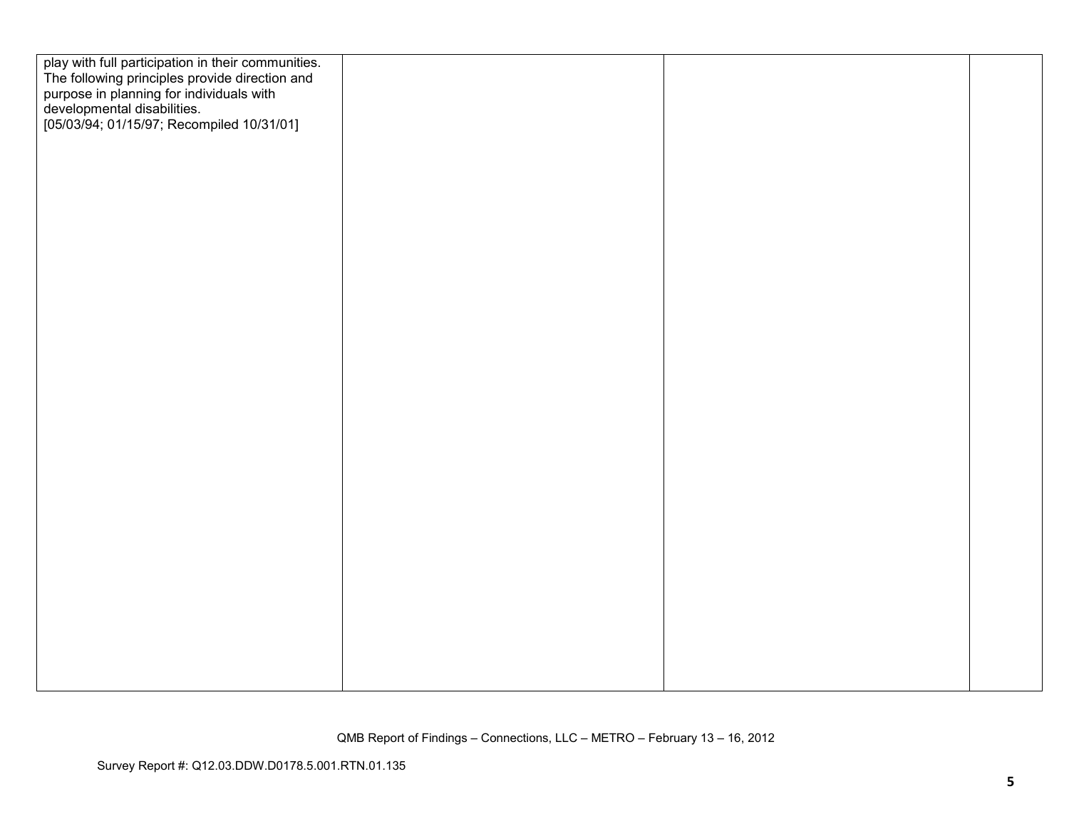| | | | |
|---|---|---|---|
| play with full participation in their communities. The following principles provide direction and purpose in planning for individuals with developmental disabilities. [05/03/94; 01/15/97; Recompiled 10/31/01] | | | |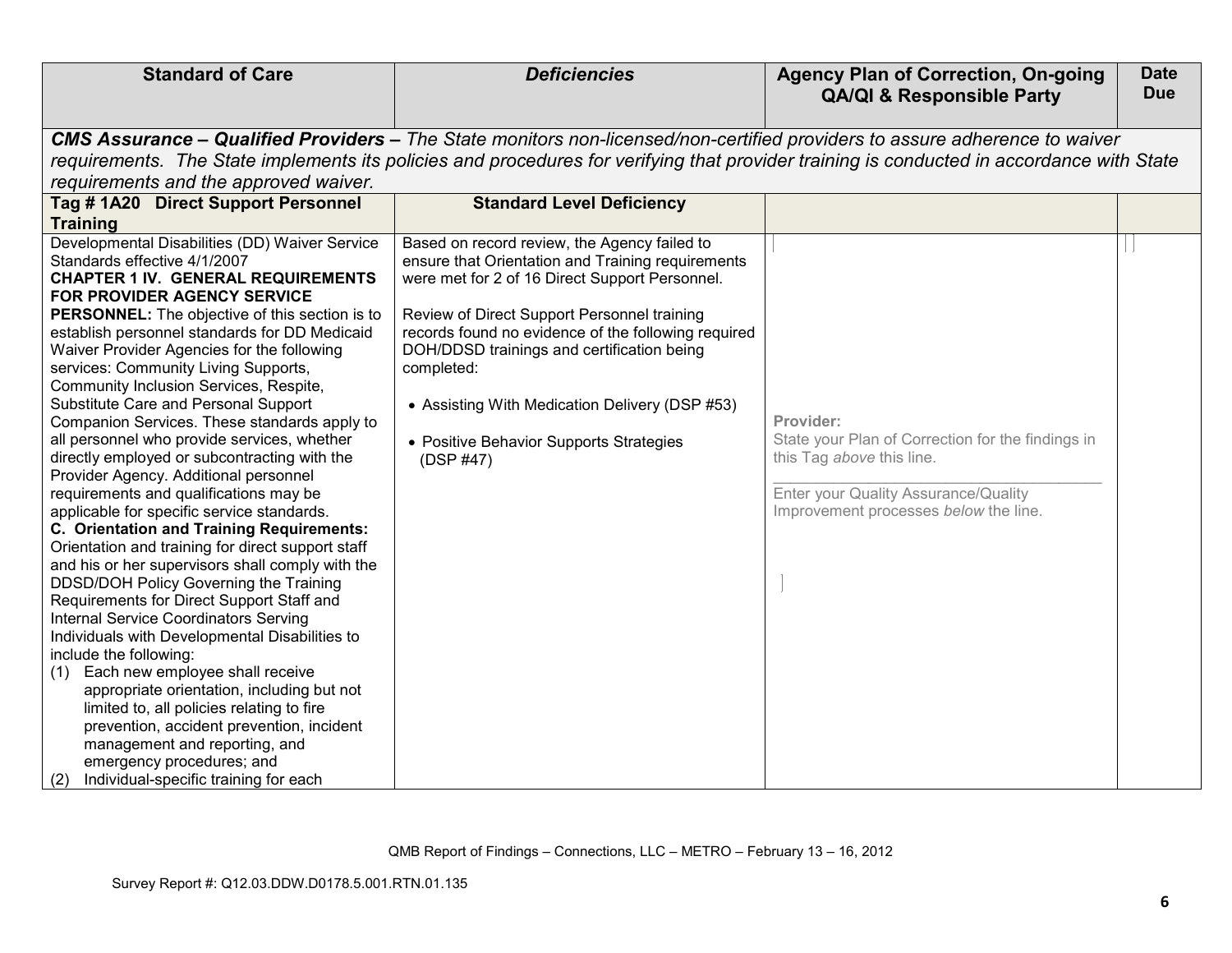| Standard of Care | *Deficiencies* | Agency Plan of Correction, On-going QA/QI & Responsible Party | Date Due |
|---|---|---|---|
| ***CMS Assurance – Qualified Providers –*** *The State monitors non-licensed/non-certified providers to assure adherence to waiver requirements. The State implements its policies and procedures for verifying that provider training is conducted in accordance with State requirements and the approved waiver.* | | | |
| **Tag # 1A20 Direct Support Personnel Training** | **Standard Level Deficiency** | | |
| Developmental Disabilities (DD) Waiver Service Standards effective 4/1/2007<br>**CHAPTER 1 IV. GENERAL REQUIREMENTS FOR PROVIDER AGENCY SERVICE PERSONNEL:** The objective of this section is to establish personnel standards for DD Medicaid Waiver Provider Agencies for the following services: Community Living Supports, Community Inclusion Services, Respite, Substitute Care and Personal Support Companion Services. These standards apply to all personnel who provide services, whether directly employed or subcontracting with the Provider Agency. Additional personnel requirements and qualifications may be applicable for specific service standards.<br>**C. Orientation and Training Requirements:** Orientation and training for direct support staff and his or her supervisors shall comply with the DDSD/DOH Policy Governing the Training Requirements for Direct Support Staff and Internal Service Coordinators Serving Individuals with Developmental Disabilities to include the following:<br>(1) Each new employee shall receive appropriate orientation, including but not limited to, all policies relating to fire prevention, accident prevention, incident management and reporting, and emergency procedures; and<br>(2) Individual-specific training for each | Based on record review, the Agency failed to ensure that Orientation and Training requirements were met for 2 of 16 Direct Support Personnel.<br><br>Review of Direct Support Personnel training records found no evidence of the following required DOH/DDSD trainings and certification being completed:<br><br>• Assisting With Medication Delivery (DSP #53)<br><br>• Positive Behavior Supports Strategies (DSP #47) | Provider:<br>State your Plan of Correction for the findings in this Tag *above* this line.<br>\_\_\_\_\_\_\_\_\_\_\_\_\_\_\_\_\_\_\_\_\_\_\_\_\_\_\_\_\_\_\_\_<br>Enter your Quality Assurance/Quality Improvement processes *below* the line. | |

QMB Report of Findings – Connections, LLC – METRO – February 13 – 16, 2012

Survey Report #: Q12.03.DDW.D0178.5.001.RTN.01.135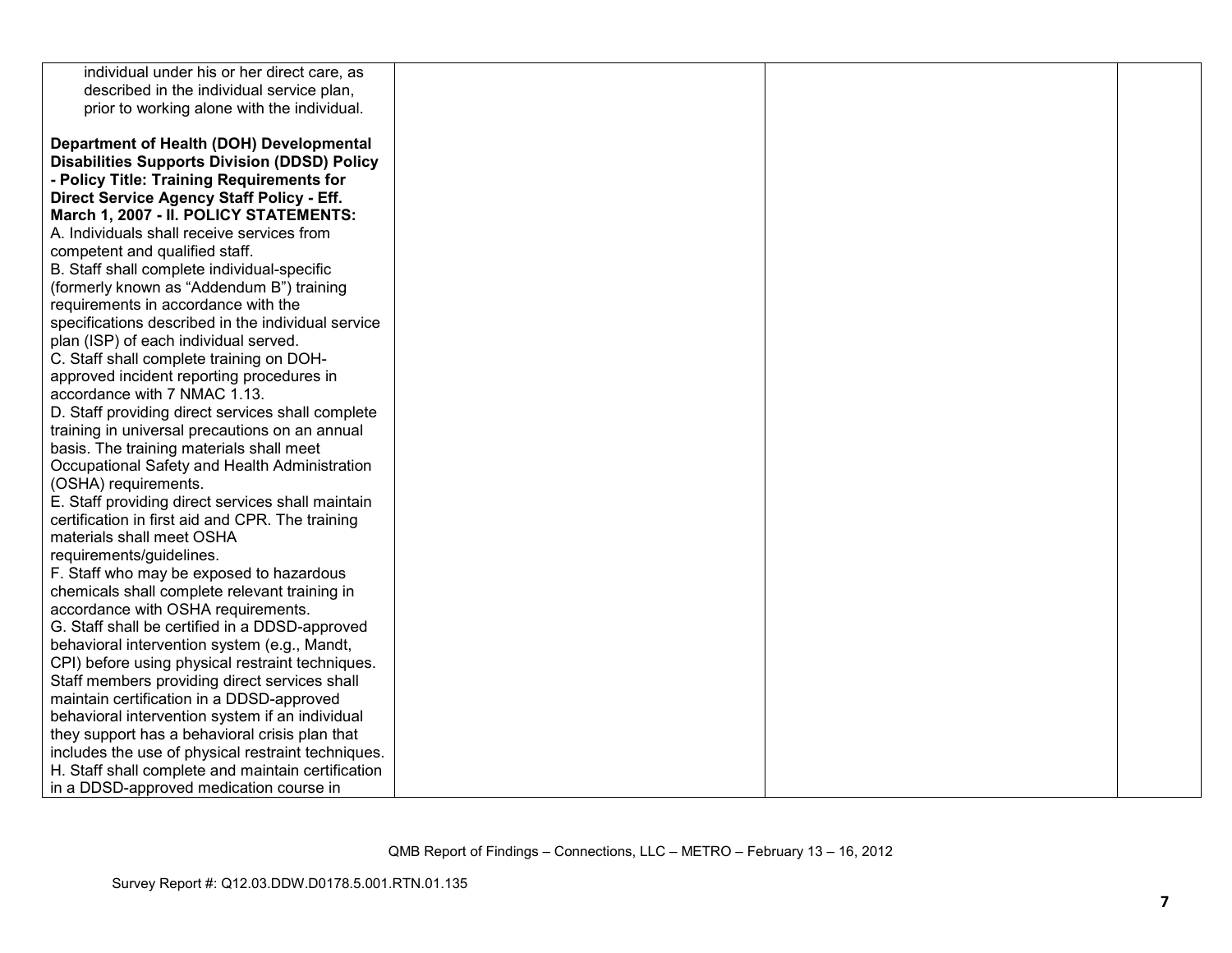| | | | |
|---|---|---|---|
| individual under his or her direct care, as described in the individual service plan, prior to working alone with the individual.<br><br>**Department of Health (DOH) Developmental Disabilities Supports Division (DDSD) Policy - Policy Title: Training Requirements for Direct Service Agency Staff Policy - Eff. March 1, 2007 - II. POLICY STATEMENTS:**<br>A. Individuals shall receive services from competent and qualified staff.<br>B. Staff shall complete individual-specific (formerly known as "Addendum B") training requirements in accordance with the specifications described in the individual service plan (ISP) of each individual served.<br>C. Staff shall complete training on DOH-approved incident reporting procedures in accordance with 7 NMAC 1.13.<br>D. Staff providing direct services shall complete training in universal precautions on an annual basis. The training materials shall meet Occupational Safety and Health Administration (OSHA) requirements.<br>E. Staff providing direct services shall maintain certification in first aid and CPR. The training materials shall meet OSHA requirements/guidelines.<br>F. Staff who may be exposed to hazardous chemicals shall complete relevant training in accordance with OSHA requirements.<br>G. Staff shall be certified in a DDSD-approved behavioral intervention system (e.g., Mandt, CPI) before using physical restraint techniques. Staff members providing direct services shall maintain certification in a DDSD-approved behavioral intervention system if an individual they support has a behavioral crisis plan that includes the use of physical restraint techniques.<br>H. Staff shall complete and maintain certification in a DDSD-approved medication course in | | | |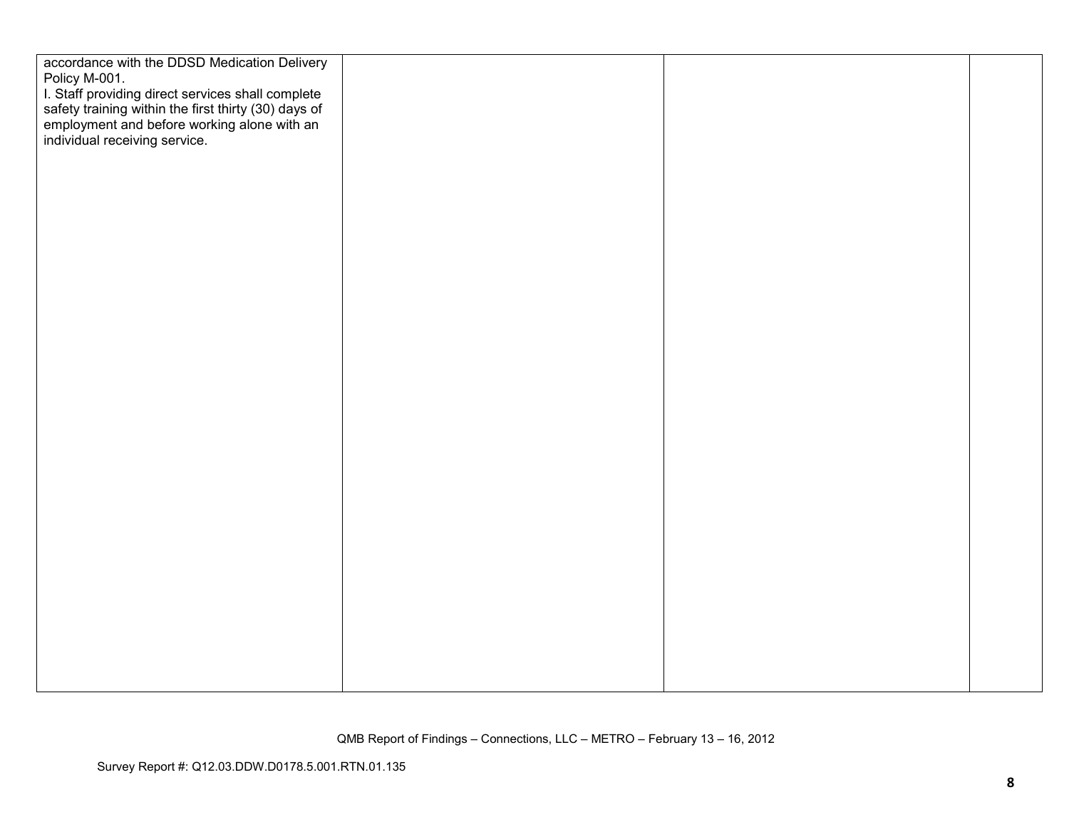| | | | |
|---|---|---|---|
| accordance with the DDSD Medication Delivery Policy M-001.<br>I. Staff providing direct services shall complete safety training within the first thirty (30) days of employment and before working alone with an individual receiving service. | | | |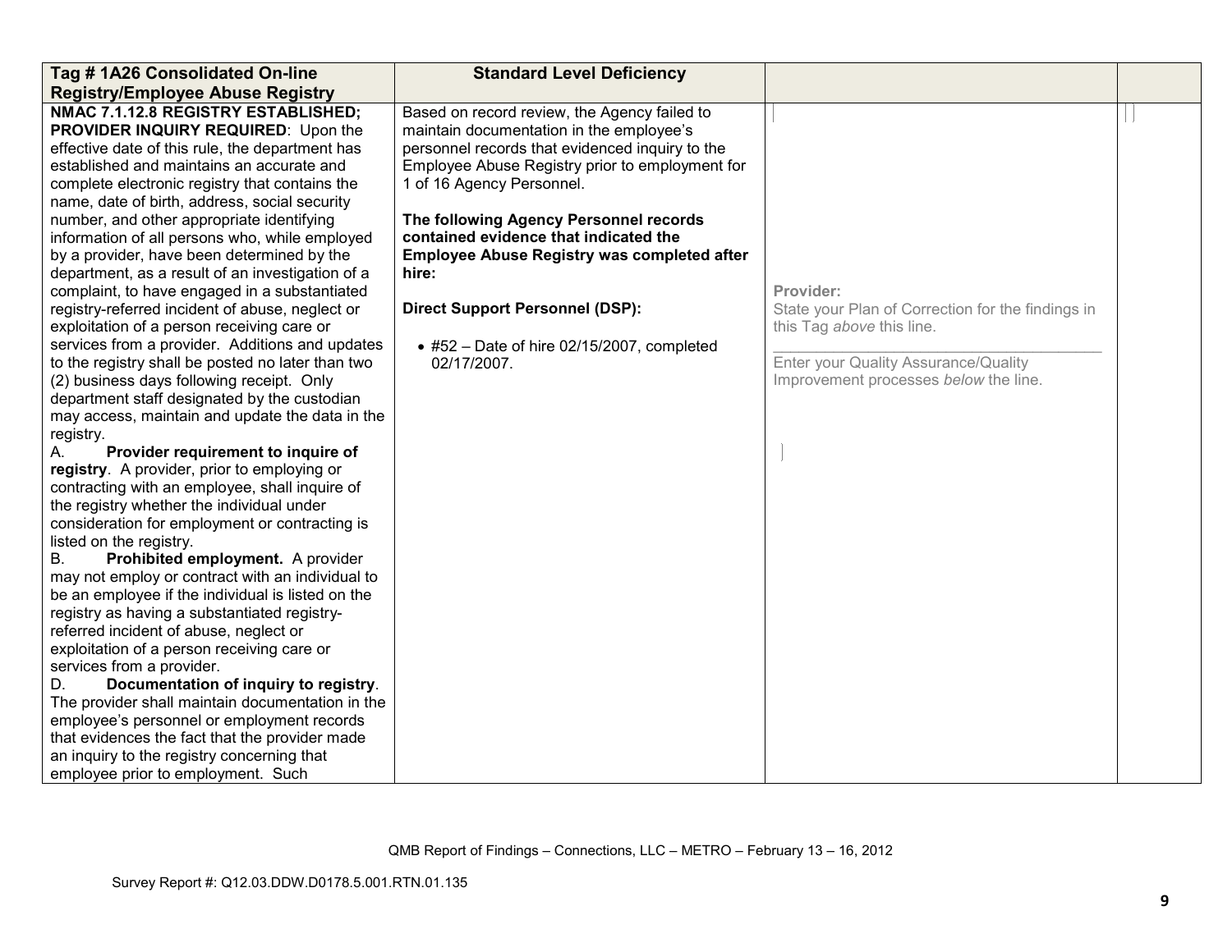| Tag # 1A26 Consolidated On-line Registry/Employee Abuse Registry | Standard Level Deficiency | | |
|---|---|---|---|
| **NMAC 7.1.12.8 REGISTRY ESTABLISHED; PROVIDER INQUIRY REQUIRED**: Upon the effective date of this rule, the department has established and maintains an accurate and complete electronic registry that contains the name, date of birth, address, social security number, and other appropriate identifying information of all persons who, while employed by a provider, have been determined by the department, as a result of an investigation of a complaint, to have engaged in a substantiated registry-referred incident of abuse, neglect or exploitation of a person receiving care or services from a provider. Additions and updates to the registry shall be posted no later than two (2) business days following receipt. Only department staff designated by the custodian may access, maintain and update the data in the registry.<br>A. **Provider requirement to inquire of registry**. A provider, prior to employing or contracting with an employee, shall inquire of the registry whether the individual under consideration for employment or contracting is listed on the registry.<br>B. **Prohibited employment.** A provider may not employ or contract with an individual to be an employee if the individual is listed on the registry as having a substantiated registry-referred incident of abuse, neglect or exploitation of a person receiving care or services from a provider.<br>D. **Documentation of inquiry to registry**. The provider shall maintain documentation in the employee's personnel or employment records that evidences the fact that the provider made an inquiry to the registry concerning that employee prior to employment. Such | Based on record review, the Agency failed to maintain documentation in the employee's personnel records that evidenced inquiry to the Employee Abuse Registry prior to employment for 1 of 16 Agency Personnel.<br><br>**The following Agency Personnel records contained evidence that indicated the Employee Abuse Registry was completed after hire:**<br><br>**Direct Support Personnel (DSP):**<br><br>• #52 – Date of hire 02/15/2007, completed 02/17/2007. | **Provider:**<br>State your Plan of Correction for the findings in this Tag *above* this line.<br>\_\_\_\_\_\_\_\_\_\_\_\_\_\_\_\_\_\_\_\_\_\_\_\_\_\_\_\_\_\_\_\_\_\_\_\_\_\_<br>Enter your Quality Assurance/Quality Improvement processes *below* the line. | |

QMB Report of Findings – Connections, LLC – METRO – February 13 – 16, 2012

Survey Report #: Q12.03.DDW.D0178.5.001.RTN.01.135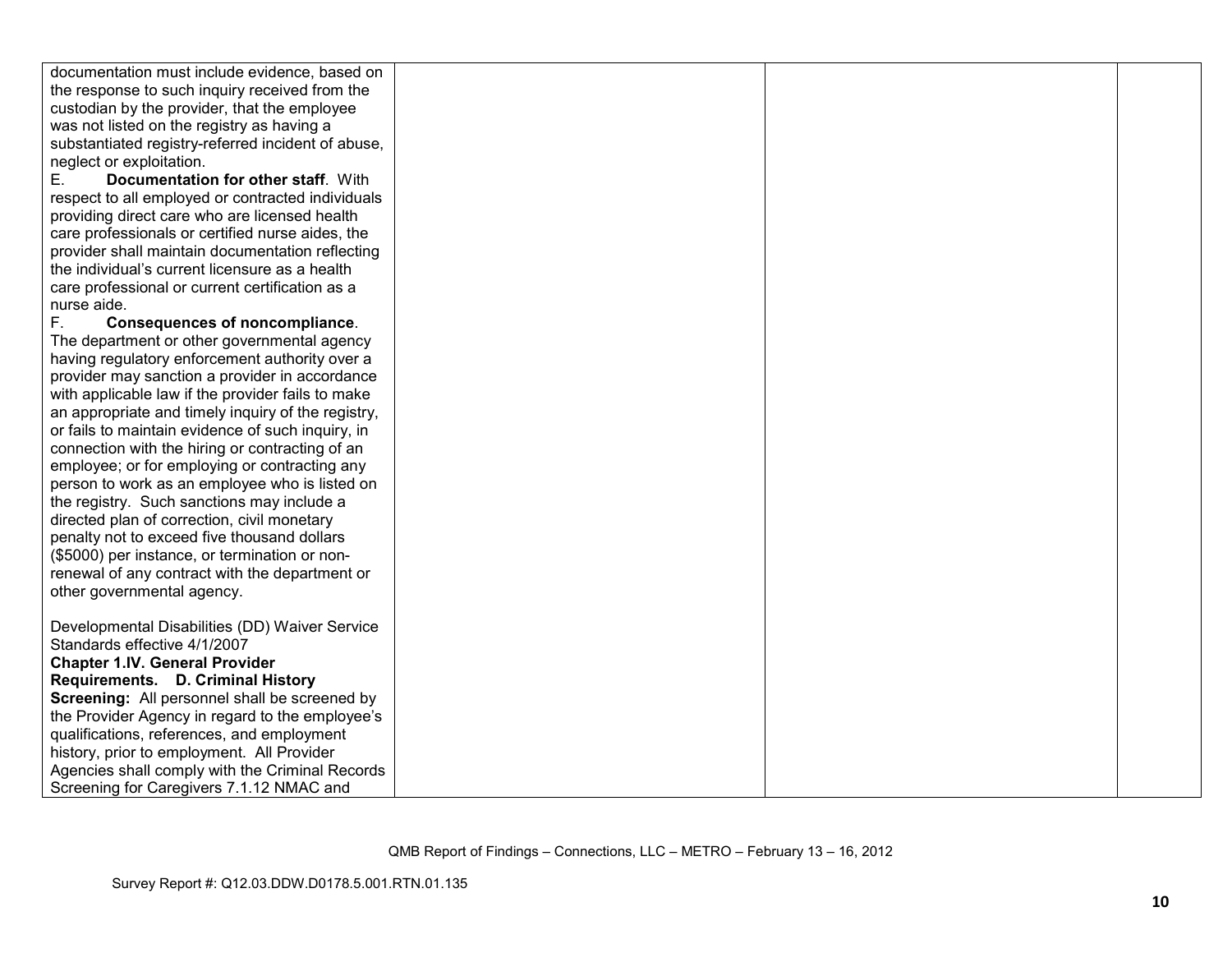| | | | |
|---|---|---|---|
| documentation must include evidence, based on the response to such inquiry received from the custodian by the provider, that the employee was not listed on the registry as having a substantiated registry-referred incident of abuse, neglect or exploitation.<br>E. **Documentation for other staff**. With respect to all employed or contracted individuals providing direct care who are licensed health care professionals or certified nurse aides, the provider shall maintain documentation reflecting the individual's current licensure as a health care professional or current certification as a nurse aide.<br>F. **Consequences of noncompliance**. The department or other governmental agency having regulatory enforcement authority over a provider may sanction a provider in accordance with applicable law if the provider fails to make an appropriate and timely inquiry of the registry, or fails to maintain evidence of such inquiry, in connection with the hiring or contracting of an employee; or for employing or contracting any person to work as an employee who is listed on the registry. Such sanctions may include a directed plan of correction, civil monetary penalty not to exceed five thousand dollars ($5000) per instance, or termination or non-renewal of any contract with the department or other governmental agency.<br><br>Developmental Disabilities (DD) Waiver Service Standards effective 4/1/2007<br>**Chapter 1.IV. General Provider Requirements. D. Criminal History Screening:** All personnel shall be screened by the Provider Agency in regard to the employee's qualifications, references, and employment history, prior to employment. All Provider Agencies shall comply with the Criminal Records Screening for Caregivers 7.1.12 NMAC and | | | |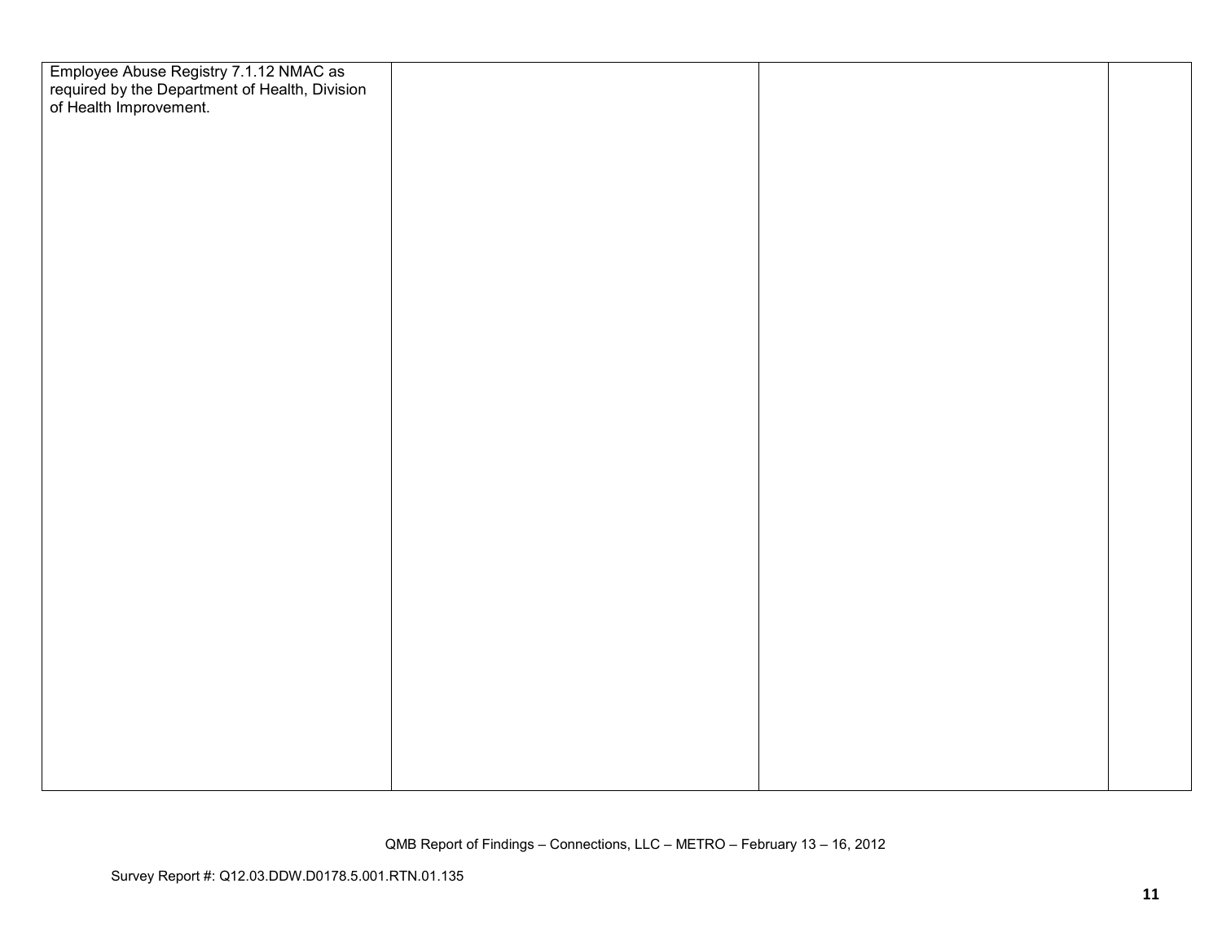| | | | |
|---|---|---|---|
| Employee Abuse Registry 7.1.12 NMAC as required by the Department of Health, Division of Health Improvement. | | | |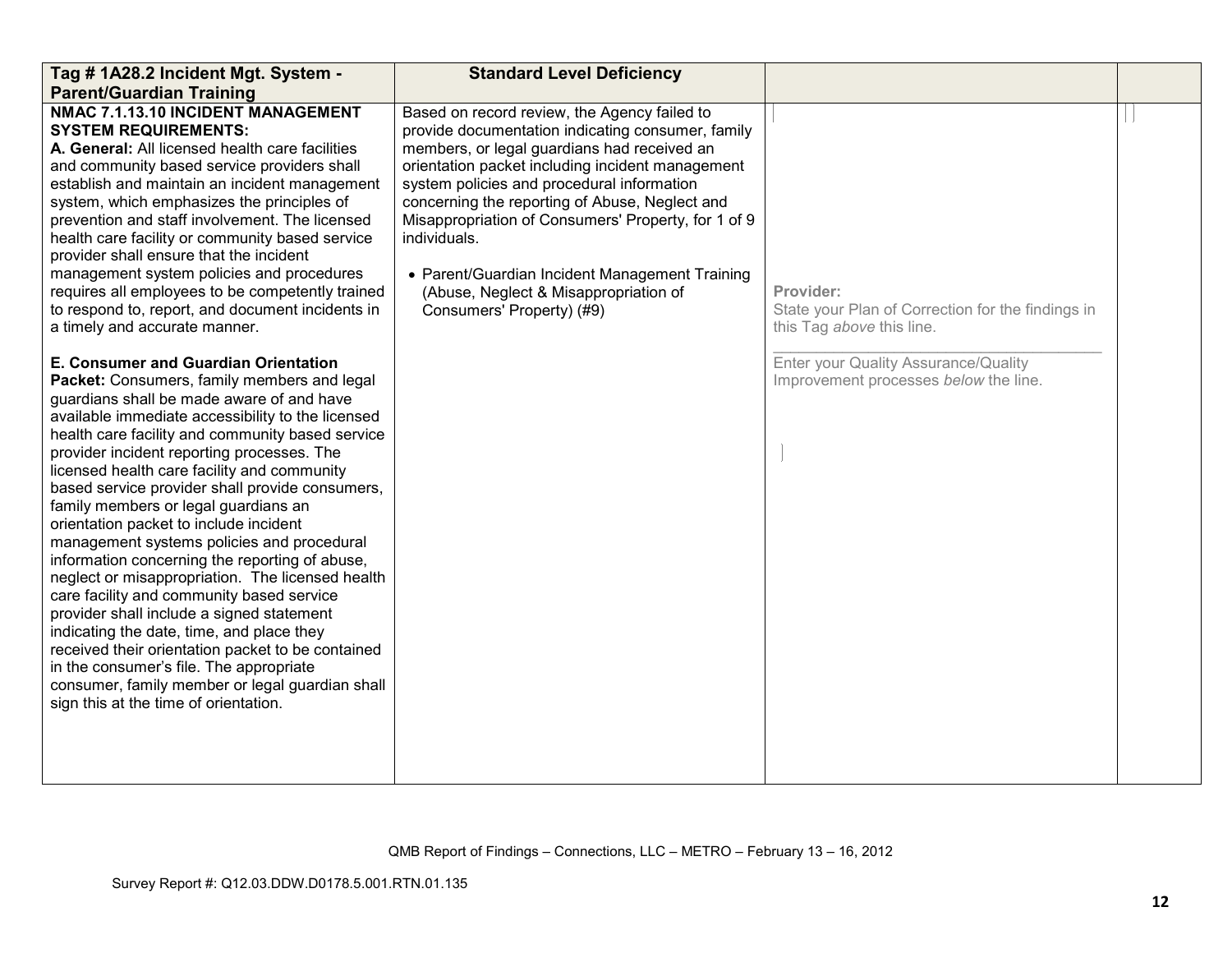| Tag # 1A28.2 Incident Mgt. System - Parent/Guardian Training | Standard Level Deficiency | | |
|---|---|---|---|
| **NMAC 7.1.13.10 INCIDENT MANAGEMENT SYSTEM REQUIREMENTS:**<br>**A. General:** All licensed health care facilities and community based service providers shall establish and maintain an incident management system, which emphasizes the principles of prevention and staff involvement. The licensed health care facility or community based service provider shall ensure that the incident management system policies and procedures requires all employees to be competently trained to respond to, report, and document incidents in a timely and accurate manner.<br><br>**E. Consumer and Guardian Orientation Packet:** Consumers, family members and legal guardians shall be made aware of and have available immediate accessibility to the licensed health care facility and community based service provider incident reporting processes. The licensed health care facility and community based service provider shall provide consumers, family members or legal guardians an orientation packet to include incident management systems policies and procedural information concerning the reporting of abuse, neglect or misappropriation. The licensed health care facility and community based service provider shall include a signed statement indicating the date, time, and place they received their orientation packet to be contained in the consumer's file. The appropriate consumer, family member or legal guardian shall sign this at the time of orientation. | Based on record review, the Agency failed to provide documentation indicating consumer, family members, or legal guardians had received an orientation packet including incident management system policies and procedural information concerning the reporting of Abuse, Neglect and Misappropriation of Consumers' Property, for 1 of 9 individuals.<br><br>• Parent/Guardian Incident Management Training (Abuse, Neglect & Misappropriation of Consumers' Property) (#9) | **Provider:**<br>State your Plan of Correction for the findings in this Tag *above* this line.<br>\_\_\_\_\_\_\_\_\_\_\_\_\_\_\_\_\_\_\_\_\_\_\_\_\_\_\_\_\_\_\_\_\_\_\_\_\_<br>Enter your Quality Assurance/Quality Improvement processes *below* the line. | |

QMB Report of Findings – Connections, LLC – METRO – February 13 – 16, 2012

Survey Report #: Q12.03.DDW.D0178.5.001.RTN.01.135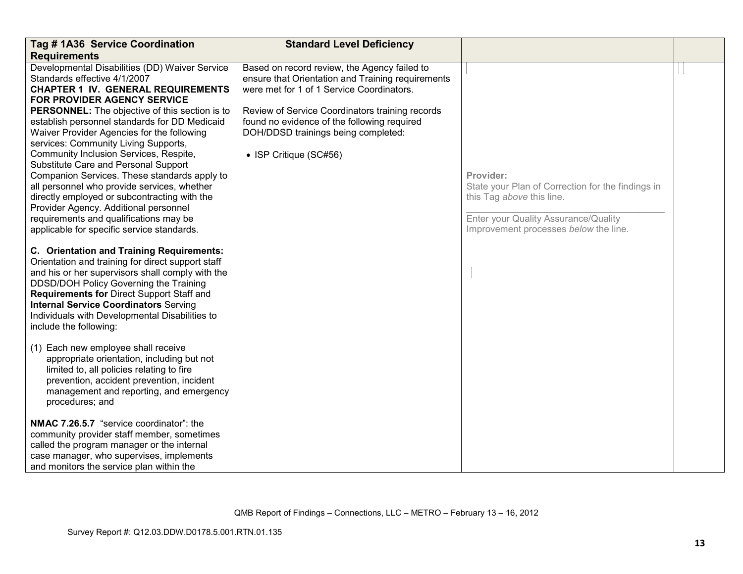| Tag # 1A36 Service Coordination Requirements | Standard Level Deficiency | | |
|---|---|---|---|
| Developmental Disabilities (DD) Waiver Service Standards effective 4/1/2007<br>**CHAPTER 1 IV. GENERAL REQUIREMENTS FOR PROVIDER AGENCY SERVICE PERSONNEL:** The objective of this section is to establish personnel standards for DD Medicaid Waiver Provider Agencies for the following services: Community Living Supports, Community Inclusion Services, Respite, Substitute Care and Personal Support Companion Services. These standards apply to all personnel who provide services, whether directly employed or subcontracting with the Provider Agency. Additional personnel requirements and qualifications may be applicable for specific service standards.<br><br>**C. Orientation and Training Requirements:** Orientation and training for direct support staff and his or her supervisors shall comply with the DDSD/DOH Policy Governing the Training **Requirements for** Direct Support Staff and **Internal Service Coordinators** Serving Individuals with Developmental Disabilities to include the following:<br><br>(1) Each new employee shall receive appropriate orientation, including but not limited to, all policies relating to fire prevention, accident prevention, incident management and reporting, and emergency procedures; and<br><br>**NMAC 7.26.5.7** "service coordinator": the community provider staff member, sometimes called the program manager or the internal case manager, who supervises, implements and monitors the service plan within the | Based on record review, the Agency failed to ensure that Orientation and Training requirements were met for 1 of 1 Service Coordinators.<br><br>Review of Service Coordinators training records found no evidence of the following required DOH/DDSD trainings being completed:<br><br>• ISP Critique (SC#56) | **Provider:**<br>State your Plan of Correction for the findings in this Tag *above* this line.<br>\_\_\_\_\_\_\_\_\_\_\_\_\_\_\_\_\_\_\_\_\_\_\_\_\_\_\_\_\_\_\_\_\_\_\_\_<br>Enter your Quality Assurance/Quality Improvement processes *below* the line. | |

QMB Report of Findings – Connections, LLC – METRO – February 13 – 16, 2012

Survey Report #: Q12.03.DDW.D0178.5.001.RTN.01.135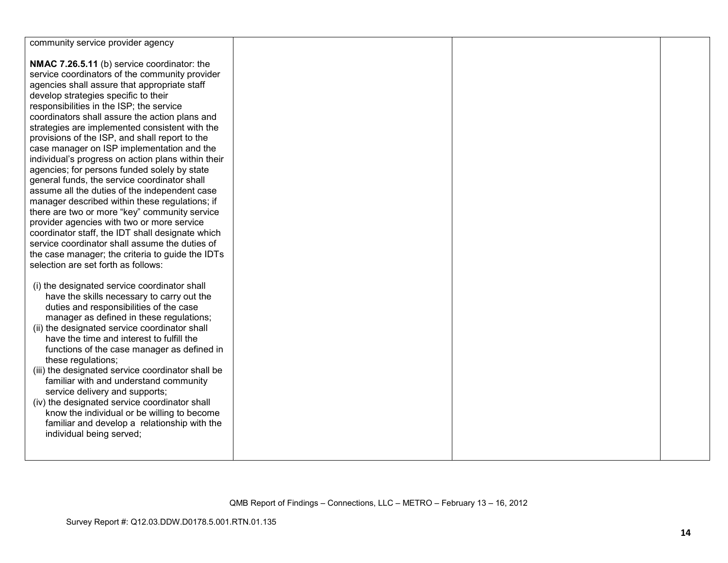| | | | |
|---|---|---|---|
| community service provider agency<br><br>**NMAC 7.26.5.11** (b) service coordinator: the service coordinators of the community provider agencies shall assure that appropriate staff develop strategies specific to their responsibilities in the ISP; the service coordinators shall assure the action plans and strategies are implemented consistent with the provisions of the ISP, and shall report to the case manager on ISP implementation and the individual's progress on action plans within their agencies; for persons funded solely by state general funds, the service coordinator shall assume all the duties of the independent case manager described within these regulations; if there are two or more "key" community service provider agencies with two or more service coordinator staff, the IDT shall designate which service coordinator shall assume the duties of the case manager; the criteria to guide the IDTs selection are set forth as follows:<br><br>(i) the designated service coordinator shall have the skills necessary to carry out the duties and responsibilities of the case manager as defined in these regulations;<br>(ii) the designated service coordinator shall have the time and interest to fulfill the functions of the case manager as defined in these regulations;<br>(iii) the designated service coordinator shall be familiar with and understand community service delivery and supports;<br>(iv) the designated service coordinator shall know the individual or be willing to become familiar and develop a relationship with the individual being served; | | | |

QMB Report of Findings – Connections, LLC – METRO – February 13 – 16, 2012

Survey Report #: Q12.03.DDW.D0178.5.001.RTN.01.135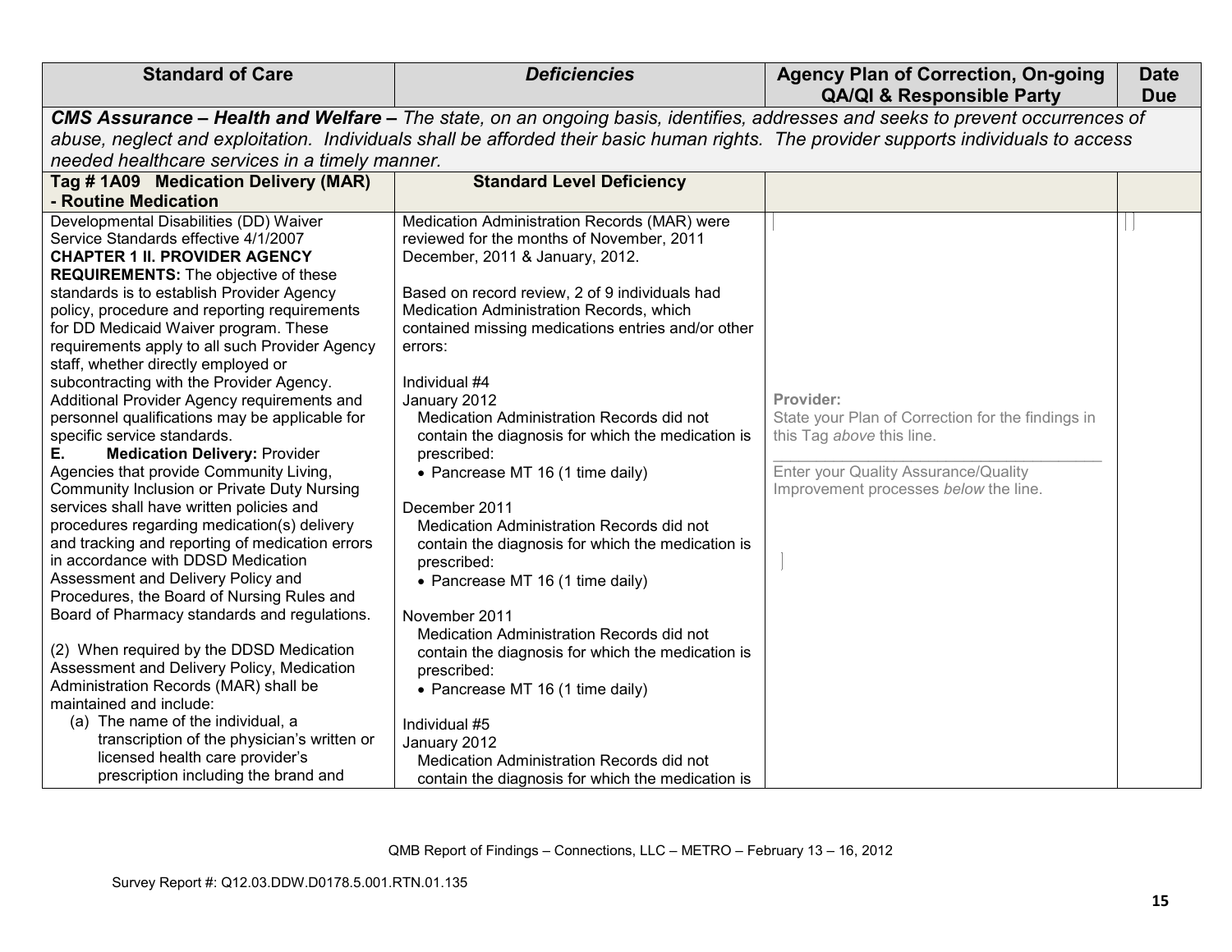| Standard of Care | *Deficiencies* | Agency Plan of Correction, On-going QA/QI & Responsible Party | Date Due |
|---|---|---|---|
| ***CMS Assurance – Health and Welfare –** The state, on an ongoing basis, identifies, addresses and seeks to prevent occurrences of abuse, neglect and exploitation. Individuals shall be afforded their basic human rights. The provider supports individuals to access needed healthcare services in a timely manner.* | | | |
| **Tag # 1A09 Medication Delivery (MAR) - Routine Medication** | **Standard Level Deficiency** | | |
| Developmental Disabilities (DD) Waiver Service Standards effective 4/1/2007<br>**CHAPTER 1 II. PROVIDER AGENCY REQUIREMENTS:** The objective of these standards is to establish Provider Agency policy, procedure and reporting requirements for DD Medicaid Waiver program. These requirements apply to all such Provider Agency staff, whether directly employed or subcontracting with the Provider Agency. Additional Provider Agency requirements and personnel qualifications may be applicable for specific service standards.<br>**E. Medication Delivery:** Provider Agencies that provide Community Living, Community Inclusion or Private Duty Nursing services shall have written policies and procedures regarding medication(s) delivery and tracking and reporting of medication errors in accordance with DDSD Medication Assessment and Delivery Policy and Procedures, the Board of Nursing Rules and Board of Pharmacy standards and regulations.<br><br>(2) When required by the DDSD Medication Assessment and Delivery Policy, Medication Administration Records (MAR) shall be maintained and include:<br>(a) The name of the individual, a transcription of the physician's written or licensed health care provider's prescription including the brand and | Medication Administration Records (MAR) were reviewed for the months of November, 2011 December, 2011 & January, 2012.<br><br>Based on record review, 2 of 9 individuals had Medication Administration Records, which contained missing medications entries and/or other errors:<br><br>Individual #4<br>January 2012<br>Medication Administration Records did not contain the diagnosis for which the medication is prescribed:<br>• Pancrease MT 16 (1 time daily)<br><br>December 2011<br>Medication Administration Records did not contain the diagnosis for which the medication is prescribed:<br>• Pancrease MT 16 (1 time daily)<br><br>November 2011<br>Medication Administration Records did not contain the diagnosis for which the medication is prescribed:<br>• Pancrease MT 16 (1 time daily)<br><br>Individual #5<br>January 2012<br>Medication Administration Records did not contain the diagnosis for which the medication is | Provider:<br>State your Plan of Correction for the findings in this Tag *above* this line.<br>\_\_\_\_\_\_\_\_\_\_\_\_\_\_\_\_\_\_\_\_\_\_\_\_\_\_\_\_\_\_<br>Enter your Quality Assurance/Quality Improvement processes *below* the line. | |

QMB Report of Findings – Connections, LLC – METRO – February 13 – 16, 2012

Survey Report #: Q12.03.DDW.D0178.5.001.RTN.01.135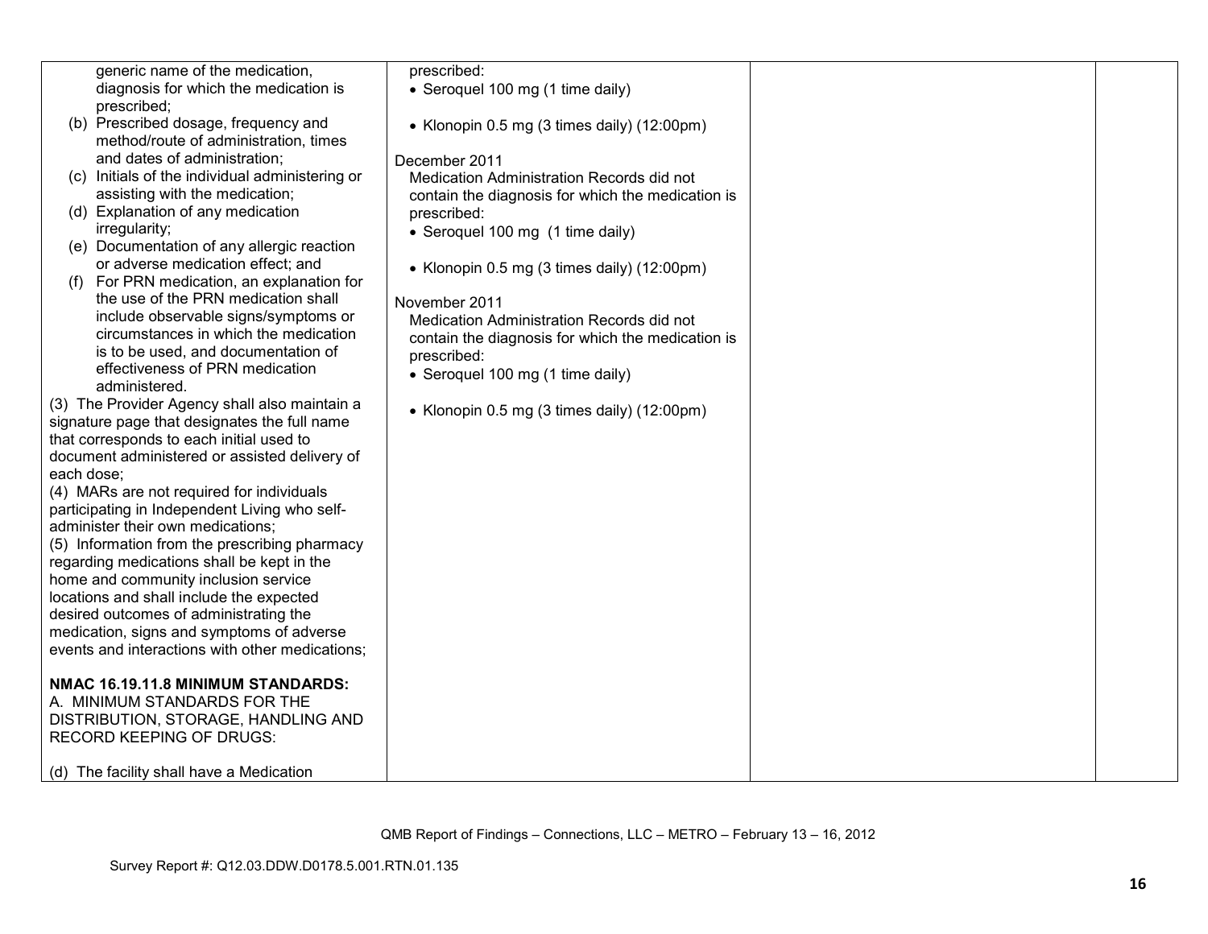| | | | |
|---|---|---|---|
| generic name of the medication, diagnosis for which the medication is prescribed;<br>(b) Prescribed dosage, frequency and method/route of administration, times and dates of administration;<br>(c) Initials of the individual administering or assisting with the medication;<br>(d) Explanation of any medication irregularity;<br>(e) Documentation of any allergic reaction or adverse medication effect; and<br>(f) For PRN medication, an explanation for the use of the PRN medication shall include observable signs/symptoms or circumstances in which the medication is to be used, and documentation of effectiveness of PRN medication administered.<br>(3) The Provider Agency shall also maintain a signature page that designates the full name that corresponds to each initial used to document administered or assisted delivery of each dose;<br>(4) MARs are not required for individuals participating in Independent Living who self-administer their own medications;<br>(5) Information from the prescribing pharmacy regarding medications shall be kept in the home and community inclusion service locations and shall include the expected desired outcomes of administrating the medication, signs and symptoms of adverse events and interactions with other medications;<br><br>**NMAC 16.19.11.8 MINIMUM STANDARDS:**<br>A. MINIMUM STANDARDS FOR THE DISTRIBUTION, STORAGE, HANDLING AND RECORD KEEPING OF DRUGS:<br><br>(d) The facility shall have a Medication | prescribed:<br>• Seroquel 100 mg (1 time daily)<br><br>• Klonopin 0.5 mg (3 times daily) (12:00pm)<br><br>December 2011<br>Medication Administration Records did not contain the diagnosis for which the medication is prescribed:<br>• Seroquel 100 mg (1 time daily)<br><br>• Klonopin 0.5 mg (3 times daily) (12:00pm)<br><br>November 2011<br>Medication Administration Records did not contain the diagnosis for which the medication is prescribed:<br>• Seroquel 100 mg (1 time daily)<br><br>• Klonopin 0.5 mg (3 times daily) (12:00pm) | | |

QMB Report of Findings – Connections, LLC – METRO – February 13 – 16, 2012

Survey Report #: Q12.03.DDW.D0178.5.001.RTN.01.135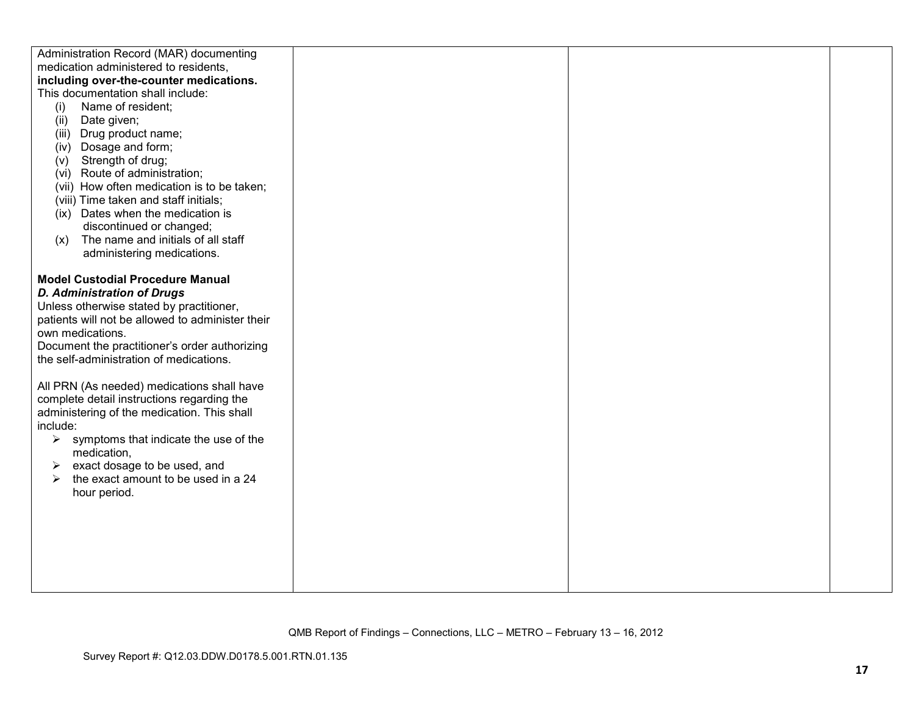| | | | |
|---|---|---|---|
| Administration Record (MAR) documenting medication administered to residents, **including over-the-counter medications.** This documentation shall include:<br>(i) Name of resident;<br>(ii) Date given;<br>(iii) Drug product name;<br>(iv) Dosage and form;<br>(v) Strength of drug;<br>(vi) Route of administration;<br>(vii) How often medication is to be taken;<br>(viii) Time taken and staff initials;<br>(ix) Dates when the medication is discontinued or changed;<br>(x) The name and initials of all staff administering medications.<br><br>**Model Custodial Procedure Manual**<br>***D. Administration of Drugs***<br>Unless otherwise stated by practitioner, patients will not be allowed to administer their own medications.<br>Document the practitioner's order authorizing the self-administration of medications.<br><br>All PRN (As needed) medications shall have complete detail instructions regarding the administering of the medication. This shall include:<br>➢ symptoms that indicate the use of the medication,<br>➢ exact dosage to be used, and<br>➢ the exact amount to be used in a 24 hour period. | | | |

QMB Report of Findings – Connections, LLC – METRO – February 13 – 16, 2012

Survey Report #: Q12.03.DDW.D0178.5.001.RTN.01.135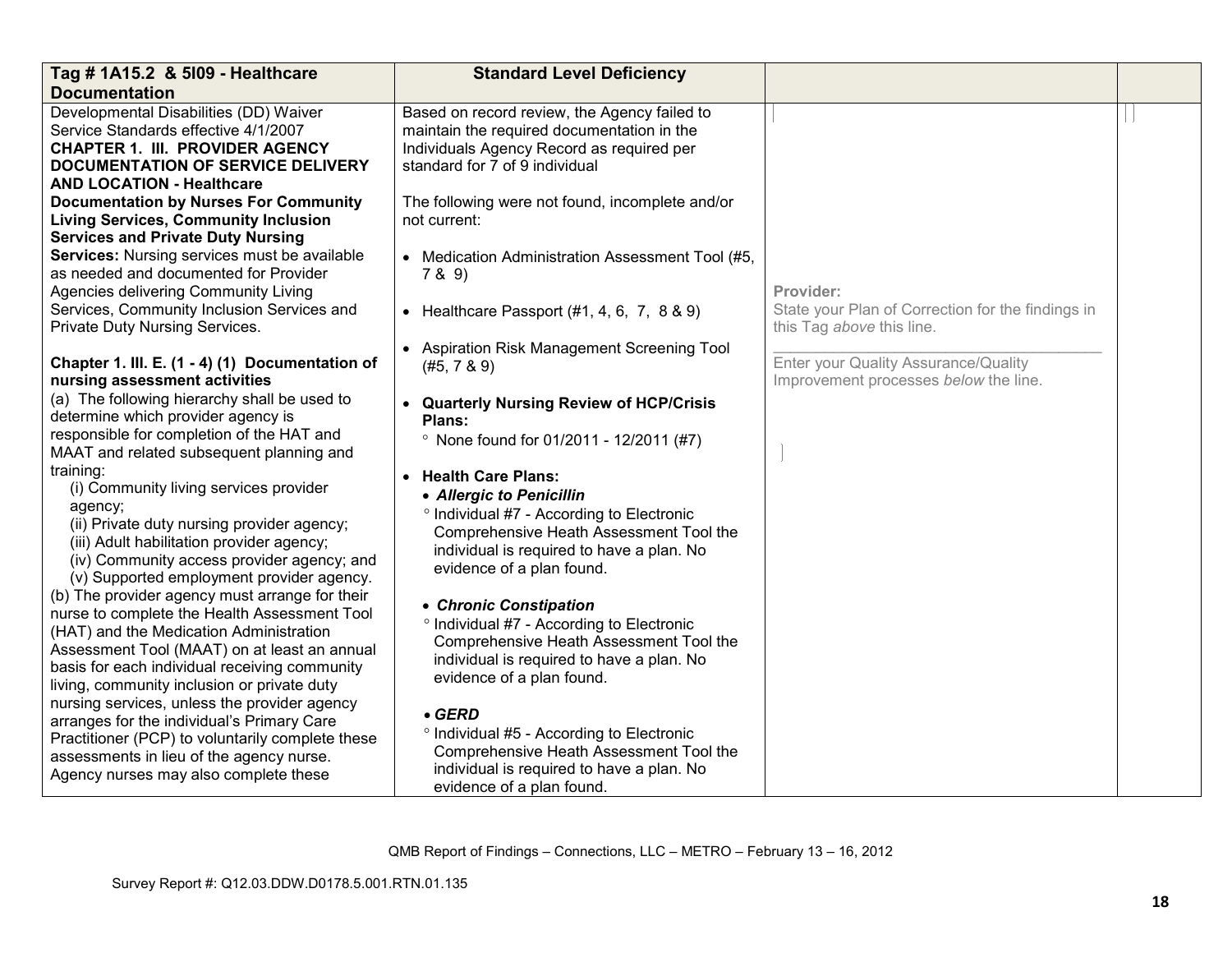| Tag # 1A15.2 & 5I09 - Healthcare Documentation | Standard Level Deficiency | | |
|---|---|---|---|
| Developmental Disabilities (DD) Waiver Service Standards effective 4/1/2007<br>**CHAPTER 1. III. PROVIDER AGENCY DOCUMENTATION OF SERVICE DELIVERY AND LOCATION - Healthcare Documentation by Nurses For Community Living Services, Community Inclusion Services and Private Duty Nursing Services:** Nursing services must be available as needed and documented for Provider Agencies delivering Community Living Services, Community Inclusion Services and Private Duty Nursing Services.<br><br>**Chapter 1. III. E. (1 - 4) (1) Documentation of nursing assessment activities**<br>(a) The following hierarchy shall be used to determine which provider agency is responsible for completion of the HAT and MAAT and related subsequent planning and training:<br>(i) Community living services provider agency;<br>(ii) Private duty nursing provider agency;<br>(iii) Adult habilitation provider agency;<br>(iv) Community access provider agency; and<br>(v) Supported employment provider agency.<br>(b) The provider agency must arrange for their nurse to complete the Health Assessment Tool (HAT) and the Medication Administration Assessment Tool (MAAT) on at least an annual basis for each individual receiving community living, community inclusion or private duty nursing services, unless the provider agency arranges for the individual's Primary Care Practitioner (PCP) to voluntarily complete these assessments in lieu of the agency nurse. Agency nurses may also complete these | Based on record review, the Agency failed to maintain the required documentation in the Individuals Agency Record as required per standard for 7 of 9 individual<br><br>The following were not found, incomplete and/or not current:<br><br>• Medication Administration Assessment Tool (#5, 7 & 9)<br><br>• Healthcare Passport (#1, 4, 6, 7, 8 & 9)<br><br>• Aspiration Risk Management Screening Tool (#5, 7 & 9)<br><br>• **Quarterly Nursing Review of HCP/Crisis Plans:**<br>° None found for 01/2011 - 12/2011 (#7)<br><br>• **Health Care Plans:**<br>• ***Allergic to Penicillin***<br>° Individual #7 - According to Electronic Comprehensive Heath Assessment Tool the individual is required to have a plan. No evidence of a plan found.<br><br>• ***Chronic Constipation***<br>° Individual #7 - According to Electronic Comprehensive Heath Assessment Tool the individual is required to have a plan. No evidence of a plan found.<br><br>• ***GERD***<br>° Individual #5 - According to Electronic Comprehensive Heath Assessment Tool the individual is required to have a plan. No evidence of a plan found. | **Provider:**<br>State your Plan of Correction for the findings in this Tag *above* this line.<br>\_\_\_\_\_\_\_\_\_\_\_\_\_\_\_\_\_\_\_\_\_\_\_\_\_\_\_\_\_\_\_\_<br>Enter your Quality Assurance/Quality Improvement processes *below* the line. | |

QMB Report of Findings – Connections, LLC – METRO – February 13 – 16, 2012

Survey Report #: Q12.03.DDW.D0178.5.001.RTN.01.135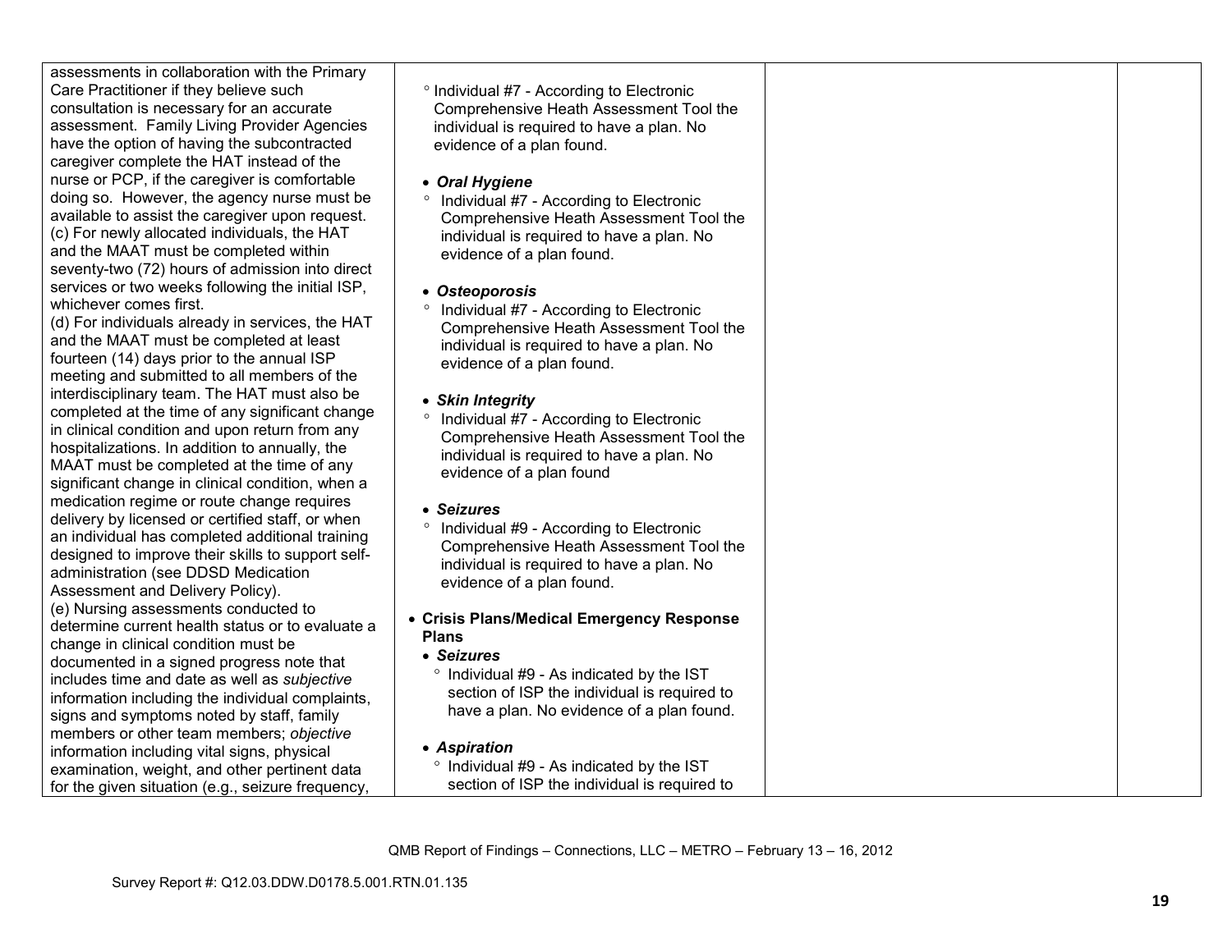| | | | |
|---|---|---|---|
| assessments in collaboration with the Primary Care Practitioner if they believe such consultation is necessary for an accurate assessment. Family Living Provider Agencies have the option of having the subcontracted caregiver complete the HAT instead of the nurse or PCP, if the caregiver is comfortable doing so. However, the agency nurse must be available to assist the caregiver upon request.<br>(c) For newly allocated individuals, the HAT and the MAAT must be completed within seventy-two (72) hours of admission into direct services or two weeks following the initial ISP, whichever comes first.<br>(d) For individuals already in services, the HAT and the MAAT must be completed at least fourteen (14) days prior to the annual ISP meeting and submitted to all members of the interdisciplinary team. The HAT must also be completed at the time of any significant change in clinical condition and upon return from any hospitalizations. In addition to annually, the MAAT must be completed at the time of any significant change in clinical condition, when a medication regime or route change requires delivery by licensed or certified staff, or when an individual has completed additional training designed to improve their skills to support self-administration (see DDSD Medication Assessment and Delivery Policy).<br>(e) Nursing assessments conducted to determine current health status or to evaluate a change in clinical condition must be documented in a signed progress note that includes time and date as well as *subjective* information including the individual complaints, signs and symptoms noted by staff, family members or other team members; *objective* information including vital signs, physical examination, weight, and other pertinent data for the given situation (e.g., seizure frequency, | ° Individual #7 - According to Electronic Comprehensive Heath Assessment Tool the individual is required to have a plan. No evidence of a plan found.<br><br>• ***Oral Hygiene***<br>° Individual #7 - According to Electronic Comprehensive Heath Assessment Tool the individual is required to have a plan. No evidence of a plan found.<br><br>• ***Osteoporosis***<br>° Individual #7 - According to Electronic Comprehensive Heath Assessment Tool the individual is required to have a plan. No evidence of a plan found.<br><br>• ***Skin Integrity***<br>° Individual #7 - According to Electronic Comprehensive Heath Assessment Tool the individual is required to have a plan. No evidence of a plan found<br><br>• ***Seizures***<br>° Individual #9 - According to Electronic Comprehensive Heath Assessment Tool the individual is required to have a plan. No evidence of a plan found.<br><br>• **Crisis Plans/Medical Emergency Response Plans**<br>• ***Seizures***<br>° Individual #9 - As indicated by the IST section of ISP the individual is required to have a plan. No evidence of a plan found.<br><br>• ***Aspiration***<br>° Individual #9 - As indicated by the IST section of ISP the individual is required to | | |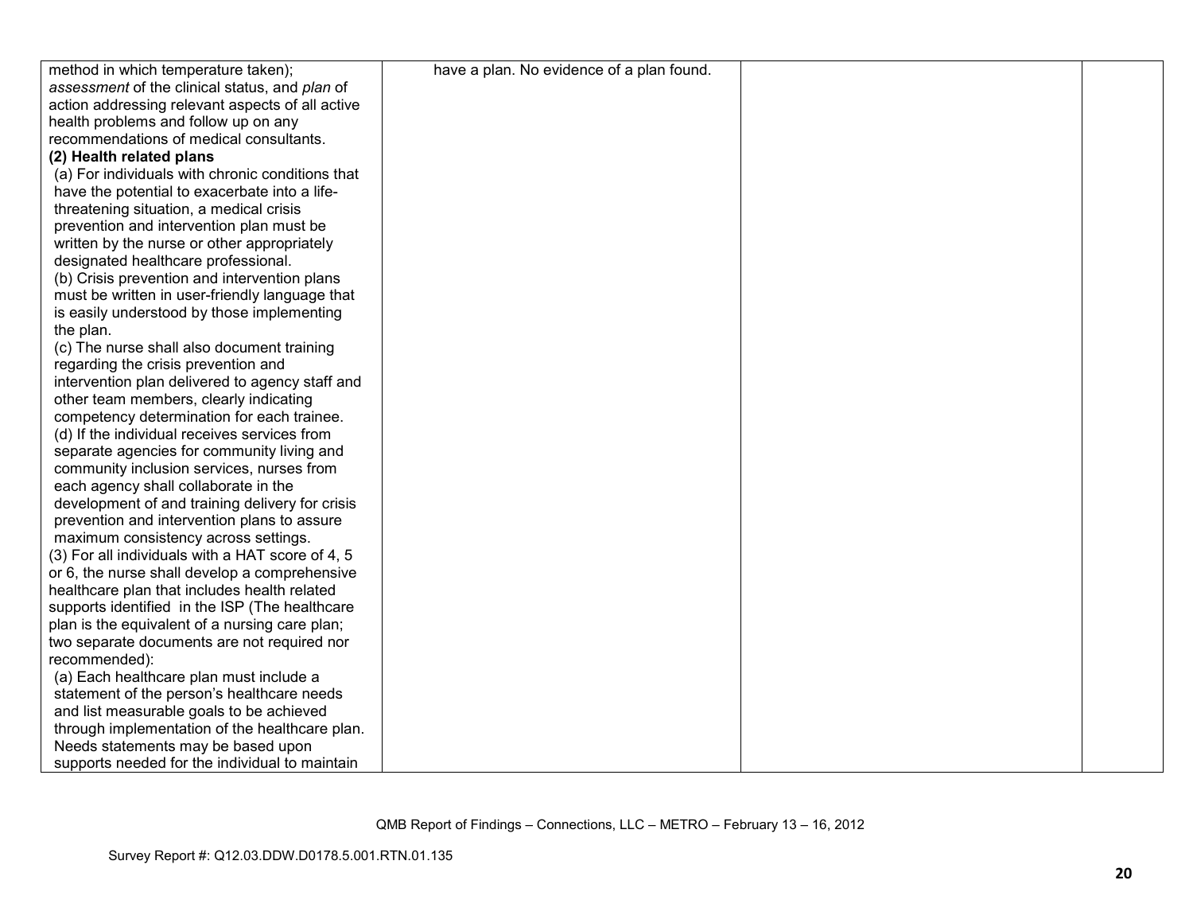| | | | |
|---|---|---|---|
| method in which temperature taken); *assessment* of the clinical status, and *plan* of action addressing relevant aspects of all active health problems and follow up on any recommendations of medical consultants.<br>**(2) Health related plans**<br>(a) For individuals with chronic conditions that have the potential to exacerbate into a life-threatening situation, a medical crisis prevention and intervention plan must be written by the nurse or other appropriately designated healthcare professional.<br>(b) Crisis prevention and intervention plans must be written in user-friendly language that is easily understood by those implementing the plan.<br>(c) The nurse shall also document training regarding the crisis prevention and intervention plan delivered to agency staff and other team members, clearly indicating competency determination for each trainee.<br>(d) If the individual receives services from separate agencies for community living and community inclusion services, nurses from each agency shall collaborate in the development of and training delivery for crisis prevention and intervention plans to assure maximum consistency across settings.<br>(3) For all individuals with a HAT score of 4, 5 or 6, the nurse shall develop a comprehensive healthcare plan that includes health related supports identified in the ISP (The healthcare plan is the equivalent of a nursing care plan; two separate documents are not required nor recommended):<br>(a) Each healthcare plan must include a statement of the person's healthcare needs and list measurable goals to be achieved through implementation of the healthcare plan. Needs statements may be based upon supports needed for the individual to maintain | have a plan. No evidence of a plan found. | | |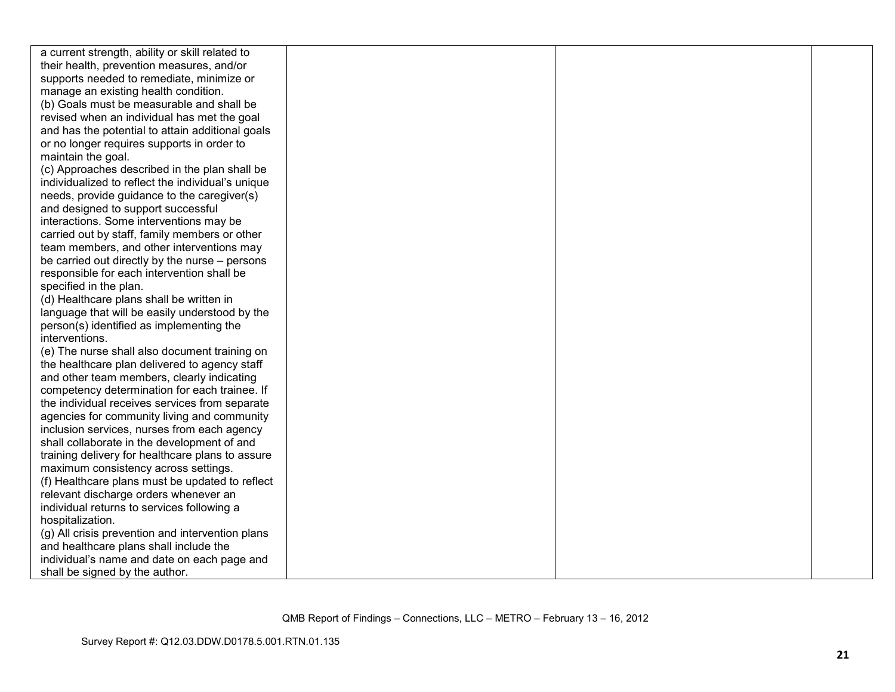| | | | |
|---|---|---|---|
| a current strength, ability or skill related to their health, prevention measures, and/or supports needed to remediate, minimize or manage an existing health condition.<br>(b) Goals must be measurable and shall be revised when an individual has met the goal and has the potential to attain additional goals or no longer requires supports in order to maintain the goal.<br>(c) Approaches described in the plan shall be individualized to reflect the individual's unique needs, provide guidance to the caregiver(s) and designed to support successful interactions. Some interventions may be carried out by staff, family members or other team members, and other interventions may be carried out directly by the nurse – persons responsible for each intervention shall be specified in the plan.<br>(d) Healthcare plans shall be written in language that will be easily understood by the person(s) identified as implementing the interventions.<br>(e) The nurse shall also document training on the healthcare plan delivered to agency staff and other team members, clearly indicating competency determination for each trainee. If the individual receives services from separate agencies for community living and community inclusion services, nurses from each agency shall collaborate in the development of and training delivery for healthcare plans to assure maximum consistency across settings.<br>(f) Healthcare plans must be updated to reflect relevant discharge orders whenever an individual returns to services following a hospitalization.<br>(g) All crisis prevention and intervention plans and healthcare plans shall include the individual's name and date on each page and shall be signed by the author. | | | |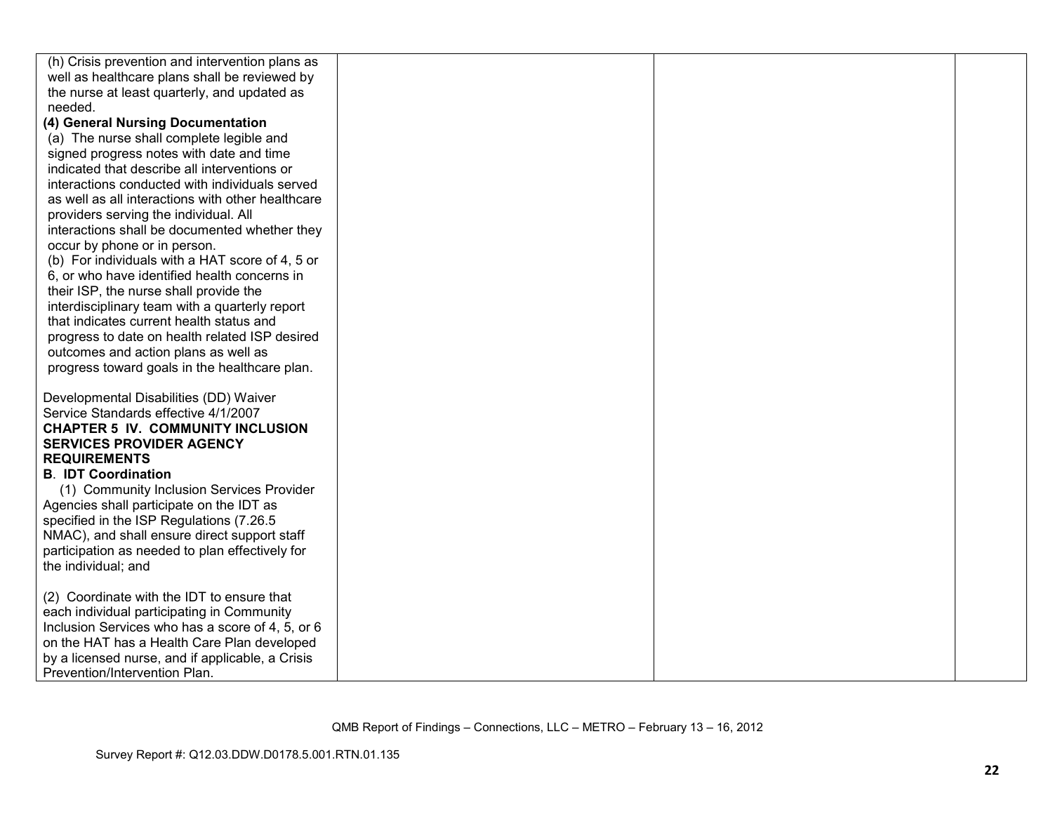| | | | |
|---|---|---|---|
| (h) Crisis prevention and intervention plans as well as healthcare plans shall be reviewed by the nurse at least quarterly, and updated as needed.<br>**(4) General Nursing Documentation**<br>(a) The nurse shall complete legible and signed progress notes with date and time indicated that describe all interventions or interactions conducted with individuals served as well as all interactions with other healthcare providers serving the individual. All interactions shall be documented whether they occur by phone or in person.<br>(b) For individuals with a HAT score of 4, 5 or 6, or who have identified health concerns in their ISP, the nurse shall provide the interdisciplinary team with a quarterly report that indicates current health status and progress to date on health related ISP desired outcomes and action plans as well as progress toward goals in the healthcare plan.<br><br>Developmental Disabilities (DD) Waiver Service Standards effective 4/1/2007<br>**CHAPTER 5 IV. COMMUNITY INCLUSION SERVICES PROVIDER AGENCY REQUIREMENTS**<br>**B**. **IDT Coordination**<br>(1) Community Inclusion Services Provider Agencies shall participate on the IDT as specified in the ISP Regulations (7.26.5 NMAC), and shall ensure direct support staff participation as needed to plan effectively for the individual; and<br><br>(2) Coordinate with the IDT to ensure that each individual participating in Community Inclusion Services who has a score of 4, 5, or 6 on the HAT has a Health Care Plan developed by a licensed nurse, and if applicable, a Crisis Prevention/Intervention Plan. | | | |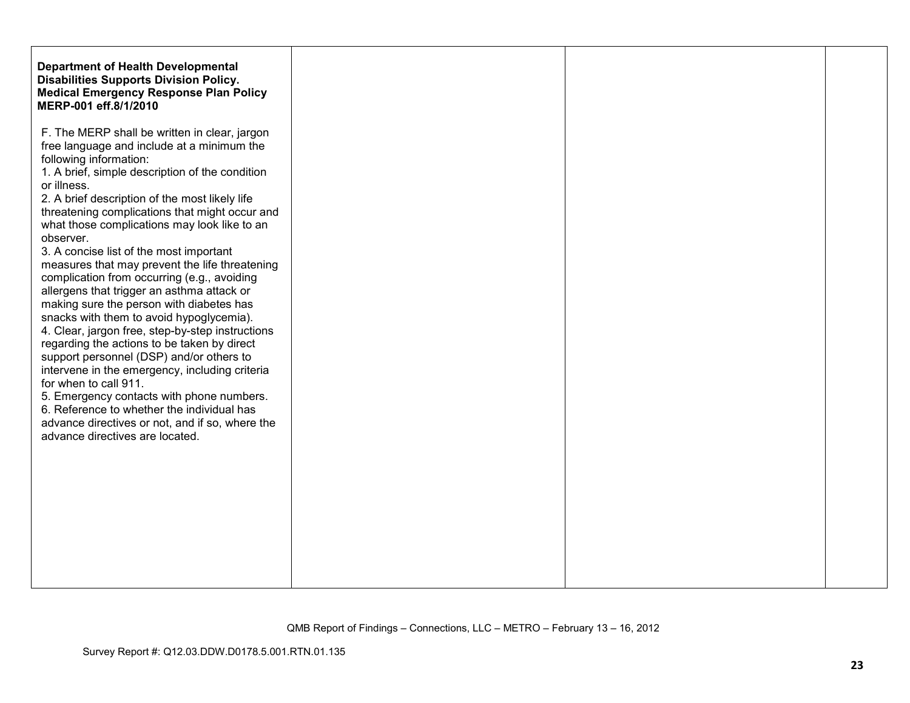| | | | |
|---|---|---|---|
| **Department of Health Developmental Disabilities Supports Division Policy. Medical Emergency Response Plan Policy MERP-001 eff.8/1/2010**<br><br>F. The MERP shall be written in clear, jargon free language and include at a minimum the following information:<br>1. A brief, simple description of the condition or illness.<br>2. A brief description of the most likely life threatening complications that might occur and what those complications may look like to an observer.<br>3. A concise list of the most important measures that may prevent the life threatening complication from occurring (e.g., avoiding allergens that trigger an asthma attack or making sure the person with diabetes has snacks with them to avoid hypoglycemia).<br>4. Clear, jargon free, step-by-step instructions regarding the actions to be taken by direct support personnel (DSP) and/or others to intervene in the emergency, including criteria for when to call 911.<br>5. Emergency contacts with phone numbers.<br>6. Reference to whether the individual has advance directives or not, and if so, where the advance directives are located. | | | |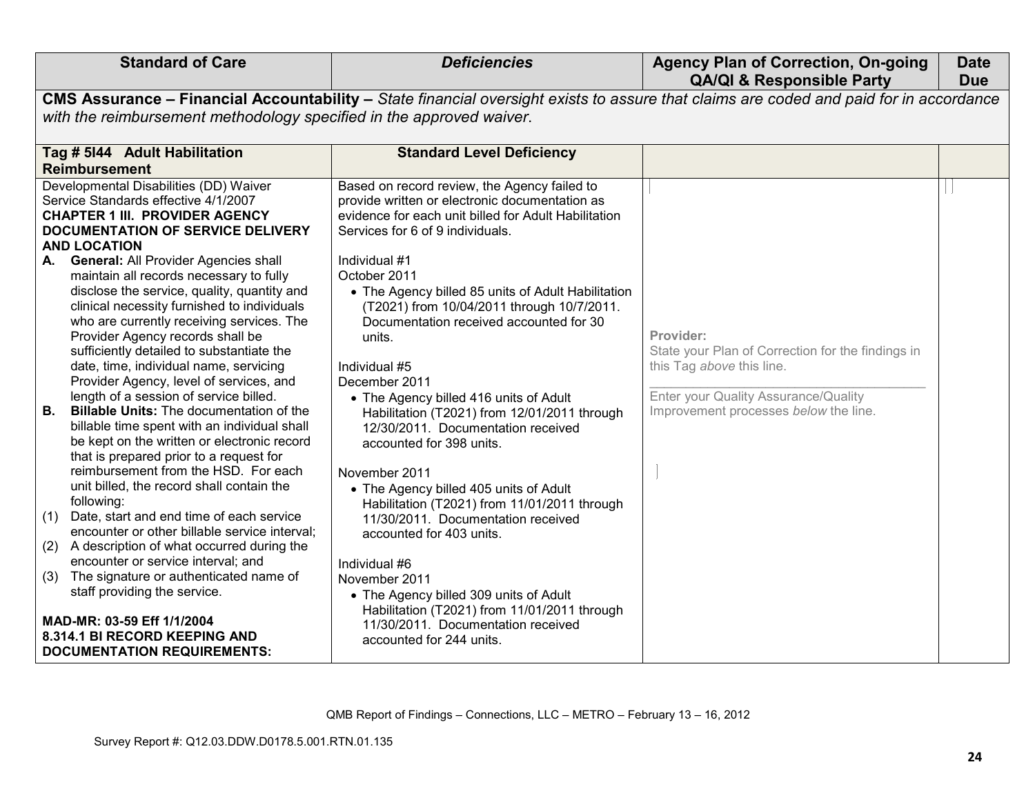| Standard of Care | *Deficiencies* | Agency Plan of Correction, On-going QA/QI & Responsible Party | Date Due |
|---|---|---|---|
| **CMS Assurance – Financial Accountability –** *State financial oversight exists to assure that claims are coded and paid for in accordance with the reimbursement methodology specified in the approved waiver.* | | | |
| **Tag # 5I44 Adult Habilitation Reimbursement** | **Standard Level Deficiency** | | |
| Developmental Disabilities (DD) Waiver Service Standards effective 4/1/2007<br>**CHAPTER 1 III. PROVIDER AGENCY DOCUMENTATION OF SERVICE DELIVERY AND LOCATION**<br>**A. General:** All Provider Agencies shall maintain all records necessary to fully disclose the service, quality, quantity and clinical necessity furnished to individuals who are currently receiving services. The Provider Agency records shall be sufficiently detailed to substantiate the date, time, individual name, servicing Provider Agency, level of services, and length of a session of service billed.<br>**B. Billable Units:** The documentation of the billable time spent with an individual shall be kept on the written or electronic record that is prepared prior to a request for reimbursement from the HSD. For each unit billed, the record shall contain the following:<br>(1) Date, start and end time of each service encounter or other billable service interval;<br>(2) A description of what occurred during the encounter or service interval; and<br>(3) The signature or authenticated name of staff providing the service.<br><br>**MAD-MR: 03-59 Eff 1/1/2004**<br>**8.314.1 BI RECORD KEEPING AND DOCUMENTATION REQUIREMENTS:** | Based on record review, the Agency failed to provide written or electronic documentation as evidence for each unit billed for Adult Habilitation Services for 6 of 9 individuals.<br><br>Individual #1<br>October 2011<br>• The Agency billed 85 units of Adult Habilitation (T2021) from 10/04/2011 through 10/7/2011. Documentation received accounted for 30 units.<br><br>Individual #5<br>December 2011<br>• The Agency billed 416 units of Adult Habilitation (T2021) from 12/01/2011 through 12/30/2011. Documentation received accounted for 398 units.<br><br>November 2011<br>• The Agency billed 405 units of Adult Habilitation (T2021) from 11/01/2011 through 11/30/2011. Documentation received accounted for 403 units.<br><br>Individual #6<br>November 2011<br>• The Agency billed 309 units of Adult Habilitation (T2021) from 11/01/2011 through 11/30/2011. Documentation received accounted for 244 units. | Provider:<br>State your Plan of Correction for the findings in this Tag *above* this line.<br>\_\_\_\_\_\_\_\_\_\_\_\_\_\_\_\_\_\_\_\_\_\_\_\_\_\_\_\_\_\_<br>Enter your Quality Assurance/Quality Improvement processes *below* the line. | |

QMB Report of Findings – Connections, LLC – METRO – February 13 – 16, 2012

Survey Report #: Q12.03.DDW.D0178.5.001.RTN.01.135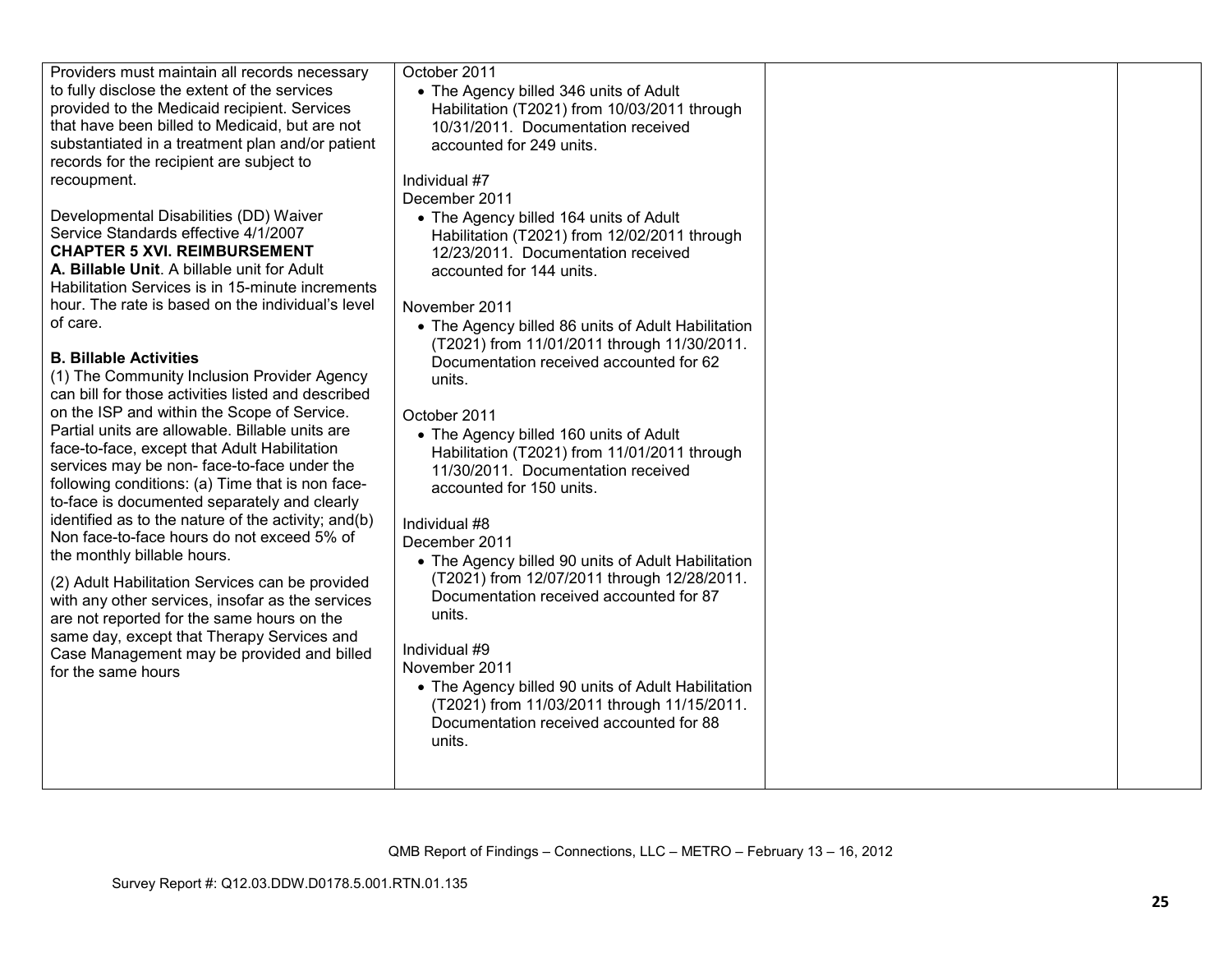| | | | |
|---|---|---|---|
| Providers must maintain all records necessary to fully disclose the extent of the services provided to the Medicaid recipient. Services that have been billed to Medicaid, but are not substantiated in a treatment plan and/or patient records for the recipient are subject to recoupment.<br><br>Developmental Disabilities (DD) Waiver Service Standards effective 4/1/2007<br>**CHAPTER 5 XVI. REIMBURSEMENT**<br>**A. Billable Unit**. A billable unit for Adult Habilitation Services is in 15-minute increments hour. The rate is based on the individual's level of care.<br><br>**B. Billable Activities**<br>(1) The Community Inclusion Provider Agency can bill for those activities listed and described on the ISP and within the Scope of Service. Partial units are allowable. Billable units are face-to-face, except that Adult Habilitation services may be non- face-to-face under the following conditions: (a) Time that is non face-to-face is documented separately and clearly identified as to the nature of the activity; and(b) Non face-to-face hours do not exceed 5% of the monthly billable hours.<br><br>(2) Adult Habilitation Services can be provided with any other services, insofar as the services are not reported for the same hours on the same day, except that Therapy Services and Case Management may be provided and billed for the same hours | October 2011<br>• The Agency billed 346 units of Adult Habilitation (T2021) from 10/03/2011 through 10/31/2011. Documentation received accounted for 249 units.<br><br>Individual #7<br>December 2011<br>• The Agency billed 164 units of Adult Habilitation (T2021) from 12/02/2011 through 12/23/2011. Documentation received accounted for 144 units.<br><br>November 2011<br>• The Agency billed 86 units of Adult Habilitation (T2021) from 11/01/2011 through 11/30/2011. Documentation received accounted for 62 units.<br><br>October 2011<br>• The Agency billed 160 units of Adult Habilitation (T2021) from 11/01/2011 through 11/30/2011. Documentation received accounted for 150 units.<br><br>Individual #8<br>December 2011<br>• The Agency billed 90 units of Adult Habilitation (T2021) from 12/07/2011 through 12/28/2011. Documentation received accounted for 87 units.<br><br>Individual #9<br>November 2011<br>• The Agency billed 90 units of Adult Habilitation (T2021) from 11/03/2011 through 11/15/2011. Documentation received accounted for 88 units. | | |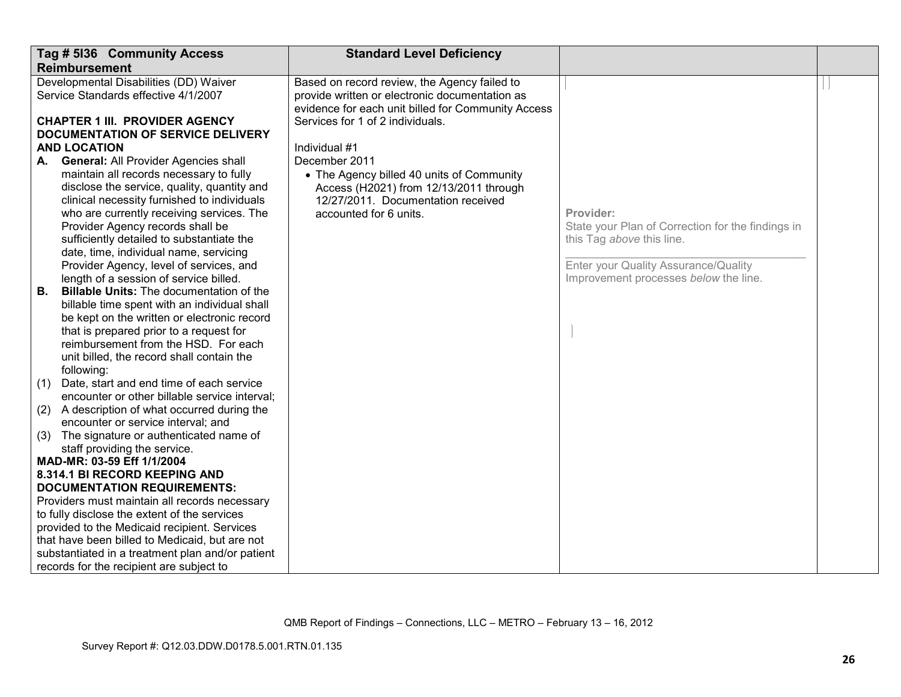| Tag # 5I36 Community Access Reimbursement | Standard Level Deficiency | | |
|---|---|---|---|
| Developmental Disabilities (DD) Waiver Service Standards effective 4/1/2007<br><br>**CHAPTER 1 III. PROVIDER AGENCY DOCUMENTATION OF SERVICE DELIVERY AND LOCATION**<br>**A. General:** All Provider Agencies shall maintain all records necessary to fully disclose the service, quality, quantity and clinical necessity furnished to individuals who are currently receiving services. The Provider Agency records shall be sufficiently detailed to substantiate the date, time, individual name, servicing Provider Agency, level of services, and length of a session of service billed.<br>**B. Billable Units:** The documentation of the billable time spent with an individual shall be kept on the written or electronic record that is prepared prior to a request for reimbursement from the HSD. For each unit billed, the record shall contain the following:<br>(1) Date, start and end time of each service encounter or other billable service interval;<br>(2) A description of what occurred during the encounter or service interval; and<br>(3) The signature or authenticated name of staff providing the service.<br>**MAD-MR: 03-59 Eff 1/1/2004**<br>**8.314.1 BI RECORD KEEPING AND DOCUMENTATION REQUIREMENTS:**<br>Providers must maintain all records necessary to fully disclose the extent of the services provided to the Medicaid recipient. Services that have been billed to Medicaid, but are not substantiated in a treatment plan and/or patient records for the recipient are subject to | Based on record review, the Agency failed to provide written or electronic documentation as evidence for each unit billed for Community Access Services for 1 of 2 individuals.<br><br>Individual #1<br>December 2011<br>• The Agency billed 40 units of Community Access (H2021) from 12/13/2011 through 12/27/2011. Documentation received accounted for 6 units. | **Provider:**<br>State your Plan of Correction for the findings in this Tag *above* this line.<br>\_\_\_\_\_\_\_\_\_\_\_\_\_\_\_\_\_\_\_\_\_\_\_\_\_\_\_\_\_\_\_\_\_\_<br>Enter your Quality Assurance/Quality Improvement processes *below* the line. | |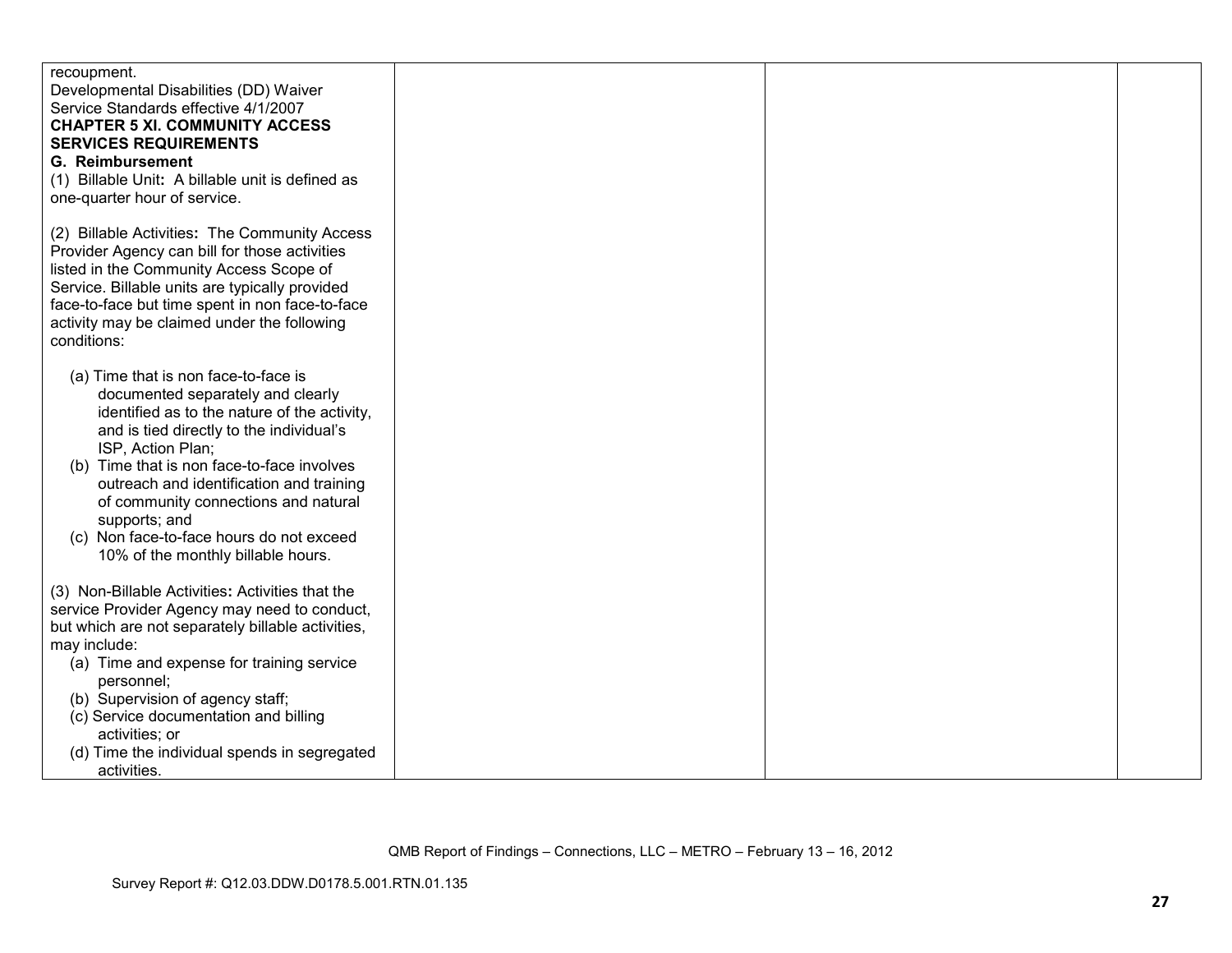| | | | |
|---|---|---|---|
| recoupment.<br>Developmental Disabilities (DD) Waiver Service Standards effective 4/1/2007<br>**CHAPTER 5 XI. COMMUNITY ACCESS SERVICES REQUIREMENTS**<br>**G. Reimbursement**<br>(1) Billable Unit**:** A billable unit is defined as one-quarter hour of service.<br><br>(2) Billable Activities**:** The Community Access Provider Agency can bill for those activities listed in the Community Access Scope of Service. Billable units are typically provided face-to-face but time spent in non face-to-face activity may be claimed under the following conditions:<br><br>(a) Time that is non face-to-face is documented separately and clearly identified as to the nature of the activity, and is tied directly to the individual's ISP, Action Plan;<br>(b) Time that is non face-to-face involves outreach and identification and training of community connections and natural supports; and<br>(c) Non face-to-face hours do not exceed 10% of the monthly billable hours.<br><br>(3) Non-Billable Activities**:** Activities that the service Provider Agency may need to conduct, but which are not separately billable activities, may include:<br>(a) Time and expense for training service personnel;<br>(b) Supervision of agency staff;<br>(c) Service documentation and billing activities; or<br>(d) Time the individual spends in segregated activities. | | | |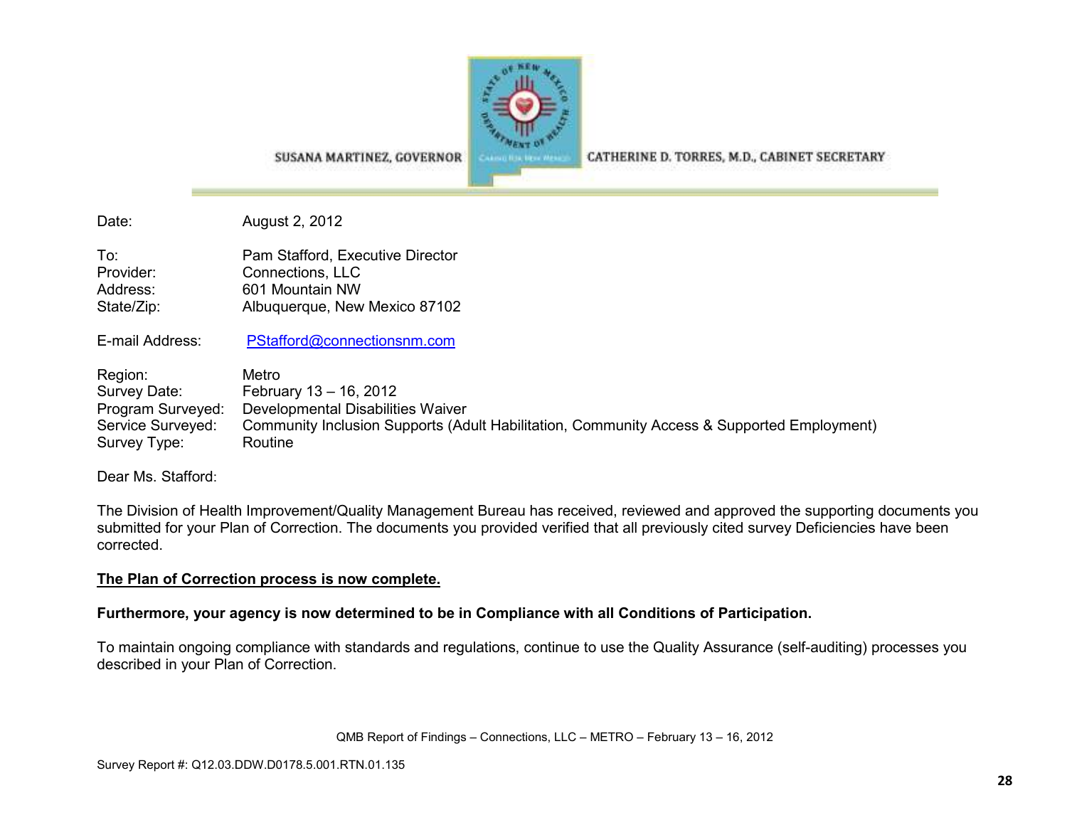SUSANA MARTINEZ, GOVERNOR CATHERINE D. TORRES, M.D., CABINET SECRETARY

| | |
|---|---|
| Date: | August 2, 2012 |
| To: | Pam Stafford, Executive Director |
| Provider: | Connections, LLC |
| Address: | 601 Mountain NW |
| State/Zip: | Albuquerque, New Mexico 87102 |
| E-mail Address: | PStafford@connectionsnm.com |
| Region: | Metro |
| Survey Date: | February 13 – 16, 2012 |
| Program Surveyed: | Developmental Disabilities Waiver |
| Service Surveyed: | Community Inclusion Supports (Adult Habilitation, Community Access & Supported Employment) |
| Survey Type: | Routine |

Dear Ms. Stafford:

The Division of Health Improvement/Quality Management Bureau has received, reviewed and approved the supporting documents you submitted for your Plan of Correction. The documents you provided verified that all previously cited survey Deficiencies have been corrected.

**The Plan of Correction process is now complete.**

**Furthermore, your agency is now determined to be in Compliance with all Conditions of Participation.**

To maintain ongoing compliance with standards and regulations, continue to use the Quality Assurance (self-auditing) processes you described in your Plan of Correction.

Survey Report #: Q12.03.DDW.D0178.5.001.RTN.01.135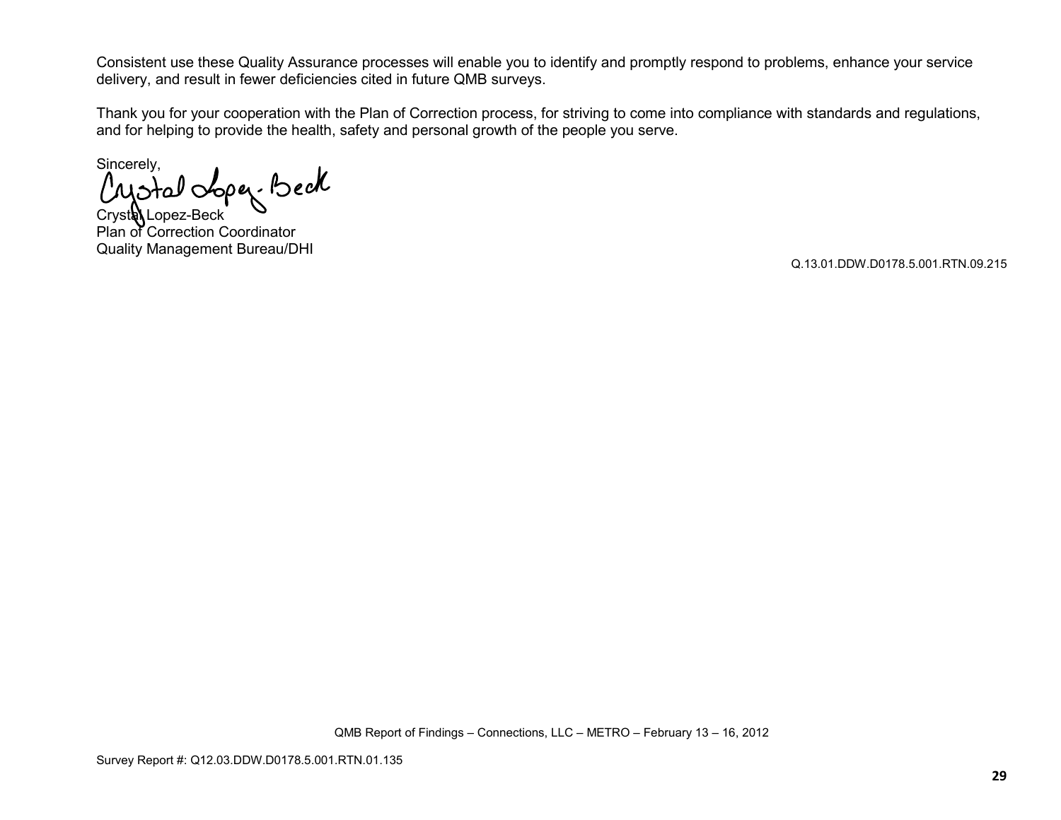Consistent use these Quality Assurance processes will enable you to identify and promptly respond to problems, enhance your service delivery, and result in fewer deficiencies cited in future QMB surveys.

Thank you for your cooperation with the Plan of Correction process, for striving to come into compliance with standards and regulations, and for helping to provide the health, safety and personal growth of the people you serve.

Sincerely,

Crystal Lopez-Beck
Plan of Correction Coordinator
Quality Management Bureau/DHI

Q.13.01.DDW.D0178.5.001.RTN.09.215